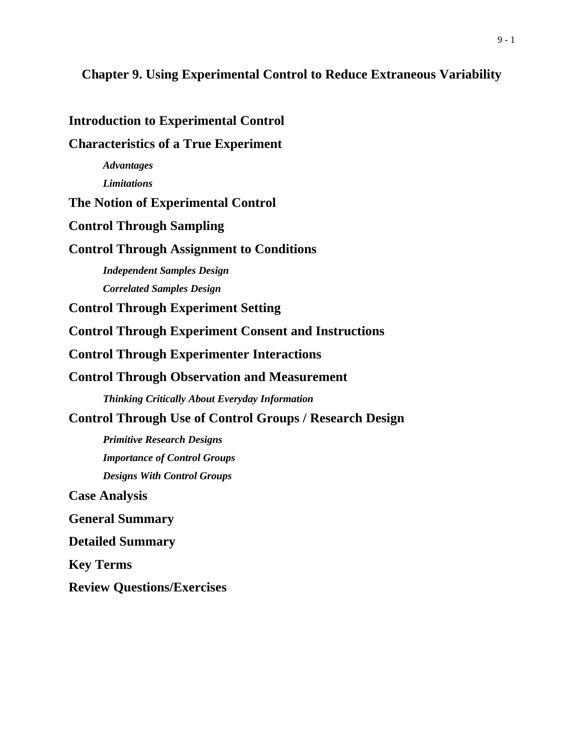# Chapter 9. Using Experimental Control to Reduce Extraneous Variability

## Introduction to Experimental Control

## Characteristics of a True Experiment

### *Advantages*

### *Limitations*

## The Notion of Experimental Control

## Control Through Sampling

## Control Through Assignment to Conditions

### *Independent Samples Design*

### *Correlated Samples Design*

## Control Through Experiment Setting

## Control Through Experiment Consent and Instructions

## Control Through Experimenter Interactions

## Control Through Observation and Measurement

### *Thinking Critically About Everyday Information*

## Control Through Use of Control Groups / Research Design

### *Primitive Research Designs*

### *Importance of Control Groups*

### *Designs With Control Groups*

## Case Analysis

## General Summary

## Detailed Summary

## Key Terms

## Review Questions/Exercises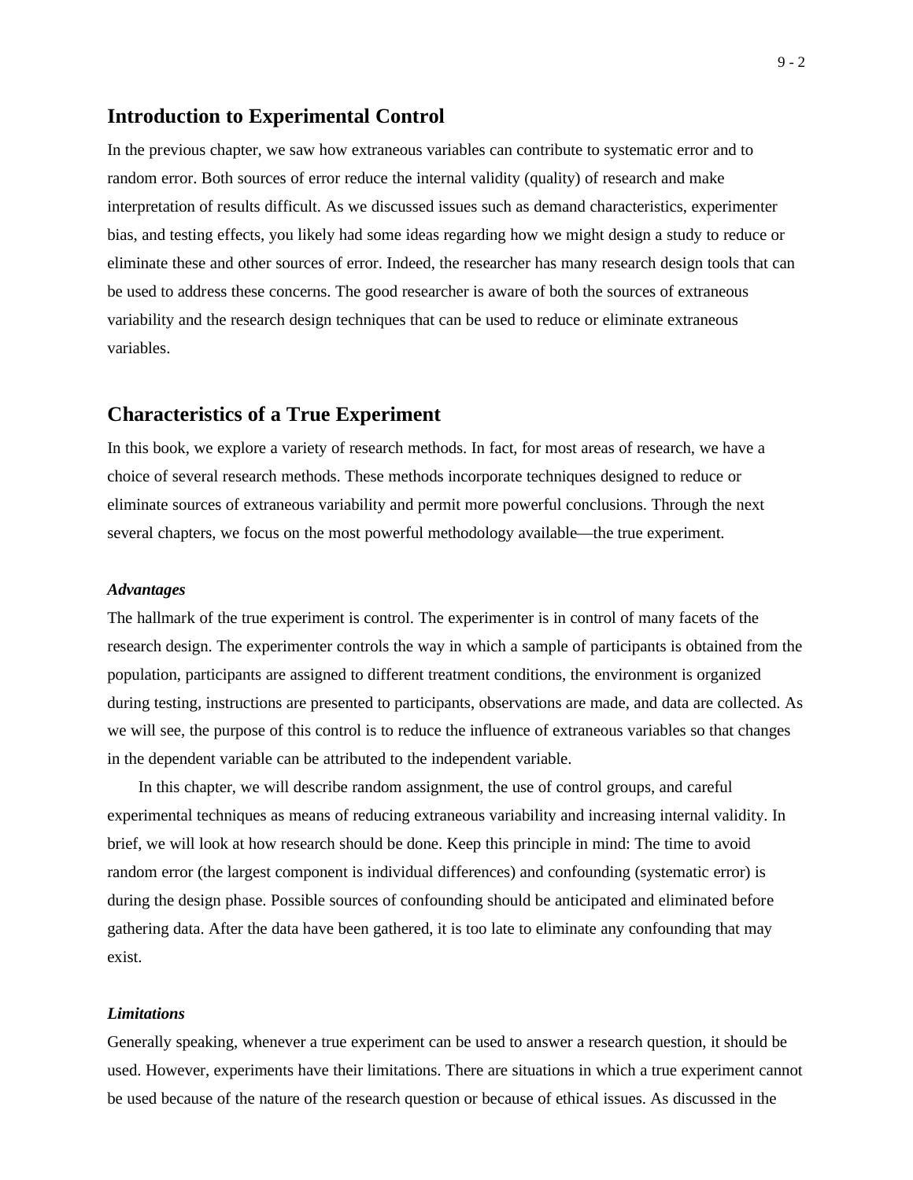## Introduction to Experimental Control

In the previous chapter, we saw how extraneous variables can contribute to systematic error and to random error. Both sources of error reduce the internal validity (quality) of research and make interpretation of results difficult. As we discussed issues such as demand characteristics, experimenter bias, and testing effects, you likely had some ideas regarding how we might design a study to reduce or eliminate these and other sources of error. Indeed, the researcher has many research design tools that can be used to address these concerns. The good researcher is aware of both the sources of extraneous variability and the research design techniques that can be used to reduce or eliminate extraneous variables.

## Characteristics of a True Experiment

In this book, we explore a variety of research methods. In fact, for most areas of research, we have a choice of several research methods. These methods incorporate techniques designed to reduce or eliminate sources of extraneous variability and permit more powerful conclusions. Through the next several chapters, we focus on the most powerful methodology available—the true experiment.

### *Advantages*

The hallmark of the true experiment is control. The experimenter is in control of many facets of the research design. The experimenter controls the way in which a sample of participants is obtained from the population, participants are assigned to different treatment conditions, the environment is organized during testing, instructions are presented to participants, observations are made, and data are collected. As we will see, the purpose of this control is to reduce the influence of extraneous variables so that changes in the dependent variable can be attributed to the independent variable.

In this chapter, we will describe random assignment, the use of control groups, and careful experimental techniques as means of reducing extraneous variability and increasing internal validity. In brief, we will look at how research should be done. Keep this principle in mind: The time to avoid random error (the largest component is individual differences) and confounding (systematic error) is during the design phase. Possible sources of confounding should be anticipated and eliminated before gathering data. After the data have been gathered, it is too late to eliminate any confounding that may exist.

### *Limitations*

Generally speaking, whenever a true experiment can be used to answer a research question, it should be used. However, experiments have their limitations. There are situations in which a true experiment cannot be used because of the nature of the research question or because of ethical issues. As discussed in the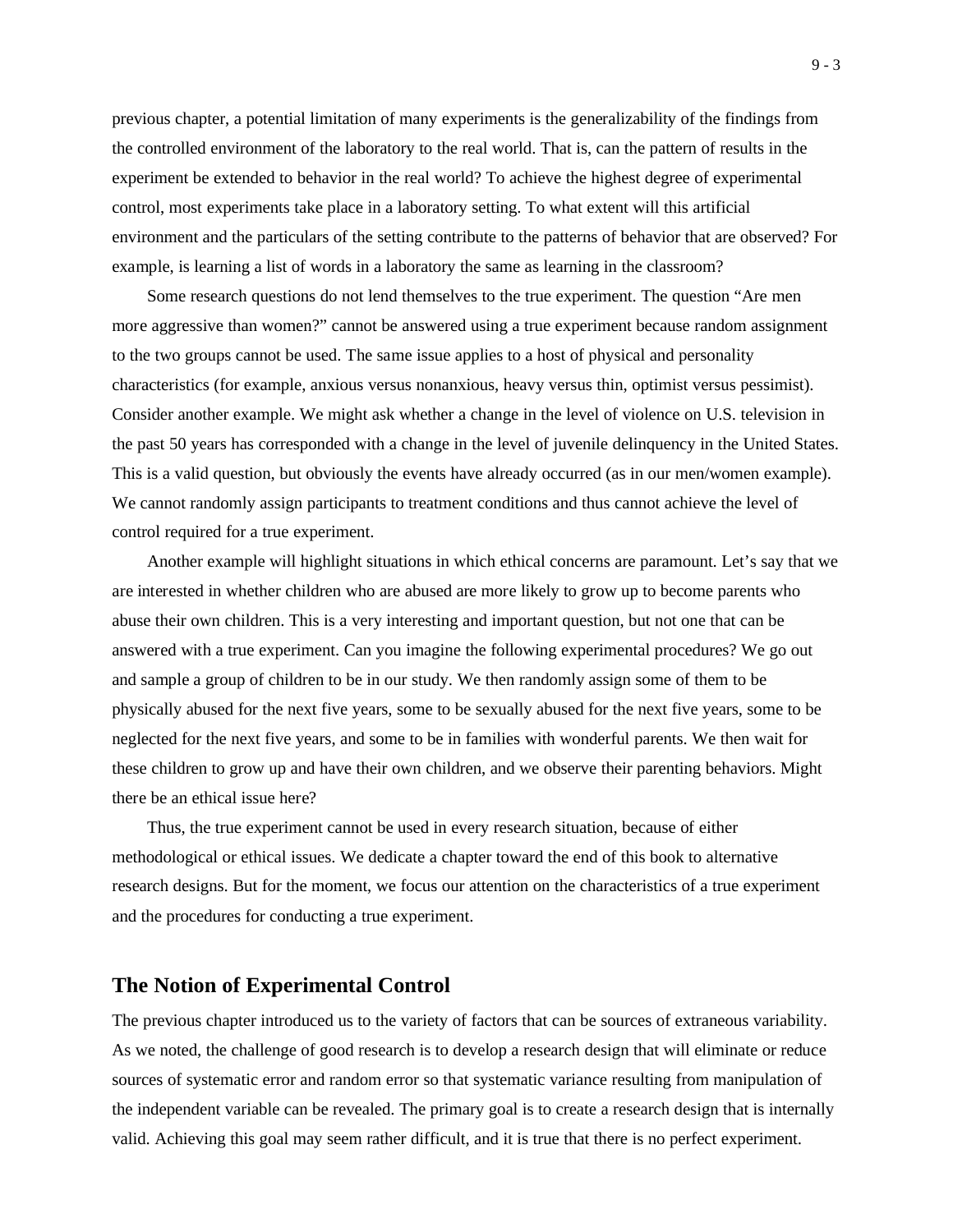previous chapter, a potential limitation of many experiments is the generalizability of the findings from the controlled environment of the laboratory to the real world. That is, can the pattern of results in the experiment be extended to behavior in the real world? To achieve the highest degree of experimental control, most experiments take place in a laboratory setting. To what extent will this artificial environment and the particulars of the setting contribute to the patterns of behavior that are observed? For example, is learning a list of words in a laboratory the same as learning in the classroom?

Some research questions do not lend themselves to the true experiment. The question "Are men more aggressive than women?" cannot be answered using a true experiment because random assignment to the two groups cannot be used. The same issue applies to a host of physical and personality characteristics (for example, anxious versus nonanxious, heavy versus thin, optimist versus pessimist). Consider another example. We might ask whether a change in the level of violence on U.S. television in the past 50 years has corresponded with a change in the level of juvenile delinquency in the United States. This is a valid question, but obviously the events have already occurred (as in our men/women example). We cannot randomly assign participants to treatment conditions and thus cannot achieve the level of control required for a true experiment.

Another example will highlight situations in which ethical concerns are paramount. Let's say that we are interested in whether children who are abused are more likely to grow up to become parents who abuse their own children. This is a very interesting and important question, but not one that can be answered with a true experiment. Can you imagine the following experimental procedures? We go out and sample a group of children to be in our study. We then randomly assign some of them to be physically abused for the next five years, some to be sexually abused for the next five years, some to be neglected for the next five years, and some to be in families with wonderful parents. We then wait for these children to grow up and have their own children, and we observe their parenting behaviors. Might there be an ethical issue here?

Thus, the true experiment cannot be used in every research situation, because of either methodological or ethical issues. We dedicate a chapter toward the end of this book to alternative research designs. But for the moment, we focus our attention on the characteristics of a true experiment and the procedures for conducting a true experiment.

## The Notion of Experimental Control

The previous chapter introduced us to the variety of factors that can be sources of extraneous variability. As we noted, the challenge of good research is to develop a research design that will eliminate or reduce sources of systematic error and random error so that systematic variance resulting from manipulation of the independent variable can be revealed. The primary goal is to create a research design that is internally valid. Achieving this goal may seem rather difficult, and it is true that there is no perfect experiment.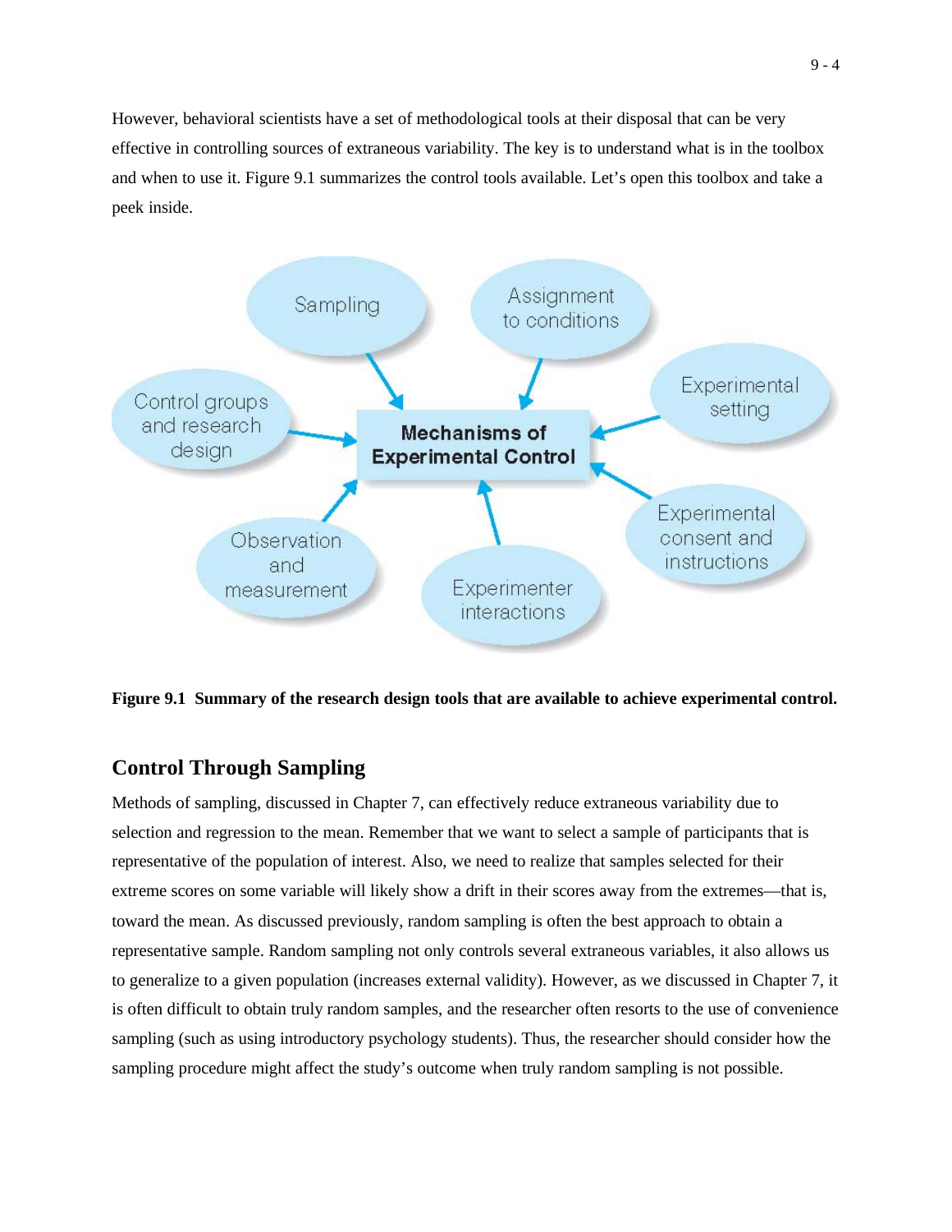However, behavioral scientists have a set of methodological tools at their disposal that can be very effective in controlling sources of extraneous variability. The key is to understand what is in the toolbox and when to use it. Figure 9.1 summarizes the control tools available. Let's open this toolbox and take a peek inside.

**Figure 9.1 Summary of the research design tools that are available to achieve experimental control.**

## Control Through Sampling

Methods of sampling, discussed in Chapter 7, can effectively reduce extraneous variability due to selection and regression to the mean. Remember that we want to select a sample of participants that is representative of the population of interest. Also, we need to realize that samples selected for their extreme scores on some variable will likely show a drift in their scores away from the extremes—that is, toward the mean. As discussed previously, random sampling is often the best approach to obtain a representative sample. Random sampling not only controls several extraneous variables, it also allows us to generalize to a given population (increases external validity). However, as we discussed in Chapter 7, it is often difficult to obtain truly random samples, and the researcher often resorts to the use of convenience sampling (such as using introductory psychology students). Thus, the researcher should consider how the sampling procedure might affect the study's outcome when truly random sampling is not possible.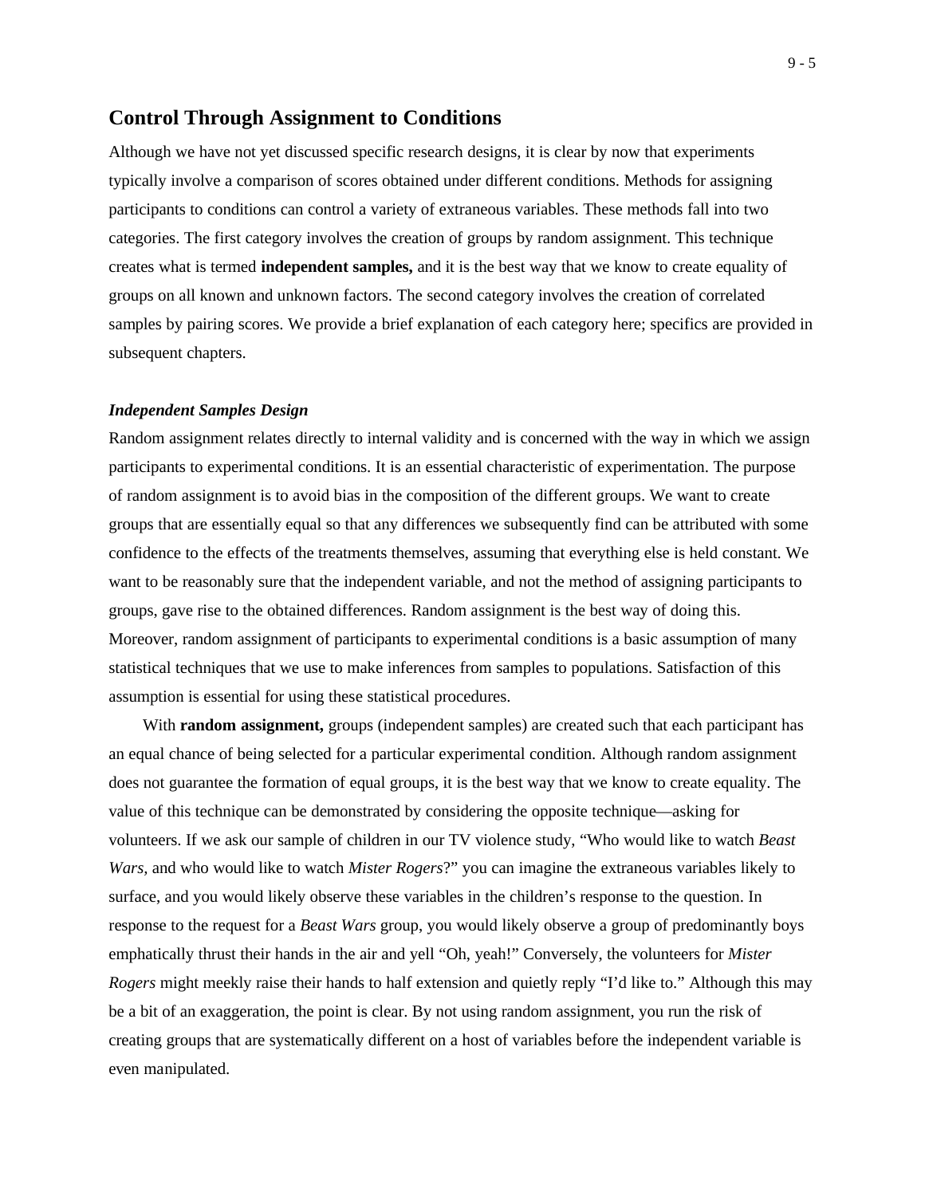## Control Through Assignment to Conditions

Although we have not yet discussed specific research designs, it is clear by now that experiments typically involve a comparison of scores obtained under different conditions. Methods for assigning participants to conditions can control a variety of extraneous variables. These methods fall into two categories. The first category involves the creation of groups by random assignment. This technique creates what is termed **independent samples,** and it is the best way that we know to create equality of groups on all known and unknown factors. The second category involves the creation of correlated samples by pairing scores. We provide a brief explanation of each category here; specifics are provided in subsequent chapters.

### *Independent Samples Design*

Random assignment relates directly to internal validity and is concerned with the way in which we assign participants to experimental conditions. It is an essential characteristic of experimentation. The purpose of random assignment is to avoid bias in the composition of the different groups. We want to create groups that are essentially equal so that any differences we subsequently find can be attributed with some confidence to the effects of the treatments themselves, assuming that everything else is held constant. We want to be reasonably sure that the independent variable, and not the method of assigning participants to groups, gave rise to the obtained differences. Random assignment is the best way of doing this. Moreover, random assignment of participants to experimental conditions is a basic assumption of many statistical techniques that we use to make inferences from samples to populations. Satisfaction of this assumption is essential for using these statistical procedures.

With **random assignment,** groups (independent samples) are created such that each participant has an equal chance of being selected for a particular experimental condition. Although random assignment does not guarantee the formation of equal groups, it is the best way that we know to create equality. The value of this technique can be demonstrated by considering the opposite technique—asking for volunteers. If we ask our sample of children in our TV violence study, "Who would like to watch *Beast Wars,* and who would like to watch *Mister Rogers*?" you can imagine the extraneous variables likely to surface, and you would likely observe these variables in the children's response to the question. In response to the request for a *Beast Wars* group, you would likely observe a group of predominantly boys emphatically thrust their hands in the air and yell "Oh, yeah!" Conversely, the volunteers for *Mister Rogers* might meekly raise their hands to half extension and quietly reply "I'd like to." Although this may be a bit of an exaggeration, the point is clear. By not using random assignment, you run the risk of creating groups that are systematically different on a host of variables before the independent variable is even manipulated.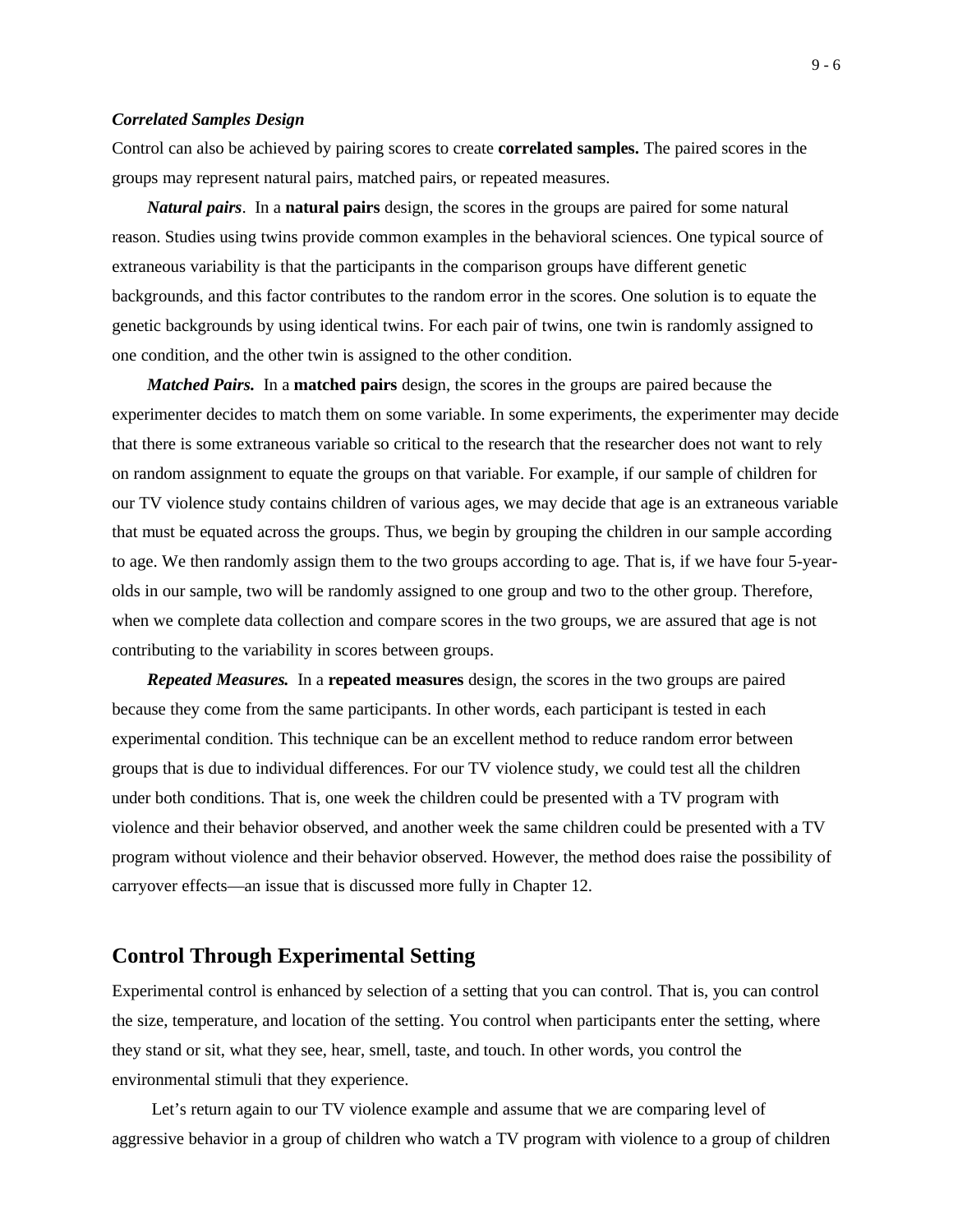***Correlated Samples Design***

Control can also be achieved by pairing scores to create **correlated samples.** The paired scores in the groups may represent natural pairs, matched pairs, or repeated measures.

***Natural pairs***. In a **natural pairs** design, the scores in the groups are paired for some natural reason. Studies using twins provide common examples in the behavioral sciences. One typical source of extraneous variability is that the participants in the comparison groups have different genetic backgrounds, and this factor contributes to the random error in the scores. One solution is to equate the genetic backgrounds by using identical twins. For each pair of twins, one twin is randomly assigned to one condition, and the other twin is assigned to the other condition.

***Matched Pairs.*** In a **matched pairs** design, the scores in the groups are paired because the experimenter decides to match them on some variable. In some experiments, the experimenter may decide that there is some extraneous variable so critical to the research that the researcher does not want to rely on random assignment to equate the groups on that variable. For example, if our sample of children for our TV violence study contains children of various ages, we may decide that age is an extraneous variable that must be equated across the groups. Thus, we begin by grouping the children in our sample according to age. We then randomly assign them to the two groups according to age. That is, if we have four 5-year-olds in our sample, two will be randomly assigned to one group and two to the other group. Therefore, when we complete data collection and compare scores in the two groups, we are assured that age is not contributing to the variability in scores between groups.

***Repeated Measures.*** In a **repeated measures** design, the scores in the two groups are paired because they come from the same participants. In other words, each participant is tested in each experimental condition. This technique can be an excellent method to reduce random error between groups that is due to individual differences. For our TV violence study, we could test all the children under both conditions. That is, one week the children could be presented with a TV program with violence and their behavior observed, and another week the same children could be presented with a TV program without violence and their behavior observed. However, the method does raise the possibility of carryover effects—an issue that is discussed more fully in Chapter 12.

## Control Through Experimental Setting

Experimental control is enhanced by selection of a setting that you can control. That is, you can control the size, temperature, and location of the setting. You control when participants enter the setting, where they stand or sit, what they see, hear, smell, taste, and touch. In other words, you control the environmental stimuli that they experience.

Let's return again to our TV violence example and assume that we are comparing level of aggressive behavior in a group of children who watch a TV program with violence to a group of children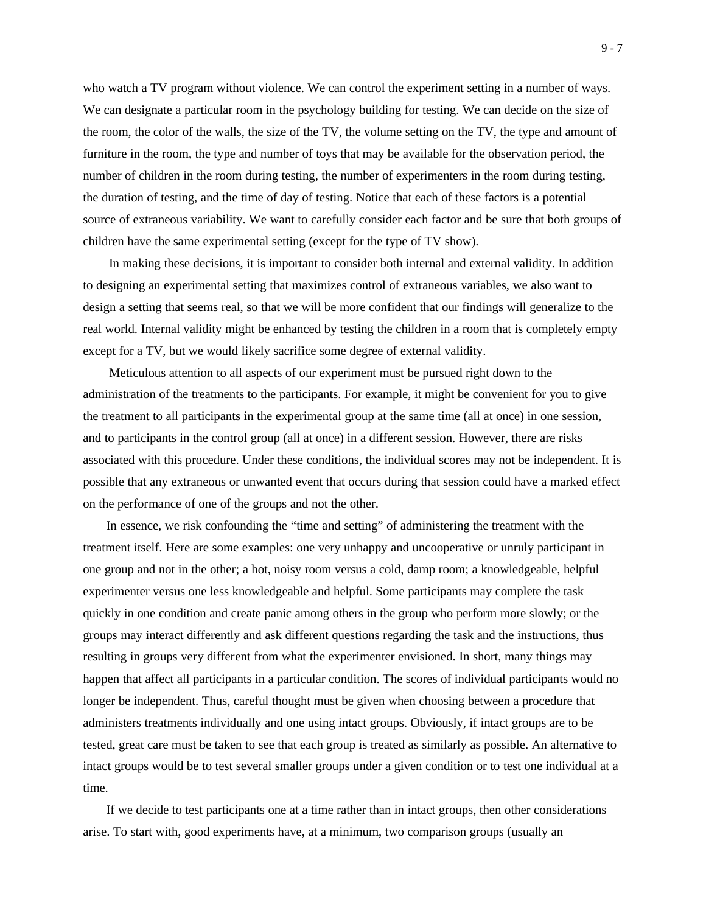who watch a TV program without violence. We can control the experiment setting in a number of ways. We can designate a particular room in the psychology building for testing. We can decide on the size of the room, the color of the walls, the size of the TV, the volume setting on the TV, the type and amount of furniture in the room, the type and number of toys that may be available for the observation period, the number of children in the room during testing, the number of experimenters in the room during testing, the duration of testing, and the time of day of testing. Notice that each of these factors is a potential source of extraneous variability. We want to carefully consider each factor and be sure that both groups of children have the same experimental setting (except for the type of TV show).

In making these decisions, it is important to consider both internal and external validity. In addition to designing an experimental setting that maximizes control of extraneous variables, we also want to design a setting that seems real, so that we will be more confident that our findings will generalize to the real world. Internal validity might be enhanced by testing the children in a room that is completely empty except for a TV, but we would likely sacrifice some degree of external validity.

Meticulous attention to all aspects of our experiment must be pursued right down to the administration of the treatments to the participants. For example, it might be convenient for you to give the treatment to all participants in the experimental group at the same time (all at once) in one session, and to participants in the control group (all at once) in a different session. However, there are risks associated with this procedure. Under these conditions, the individual scores may not be independent. It is possible that any extraneous or unwanted event that occurs during that session could have a marked effect on the performance of one of the groups and not the other.

In essence, we risk confounding the "time and setting" of administering the treatment with the treatment itself. Here are some examples: one very unhappy and uncooperative or unruly participant in one group and not in the other; a hot, noisy room versus a cold, damp room; a knowledgeable, helpful experimenter versus one less knowledgeable and helpful. Some participants may complete the task quickly in one condition and create panic among others in the group who perform more slowly; or the groups may interact differently and ask different questions regarding the task and the instructions, thus resulting in groups very different from what the experimenter envisioned. In short, many things may happen that affect all participants in a particular condition. The scores of individual participants would no longer be independent. Thus, careful thought must be given when choosing between a procedure that administers treatments individually and one using intact groups. Obviously, if intact groups are to be tested, great care must be taken to see that each group is treated as similarly as possible. An alternative to intact groups would be to test several smaller groups under a given condition or to test one individual at a time.

If we decide to test participants one at a time rather than in intact groups, then other considerations arise. To start with, good experiments have, at a minimum, two comparison groups (usually an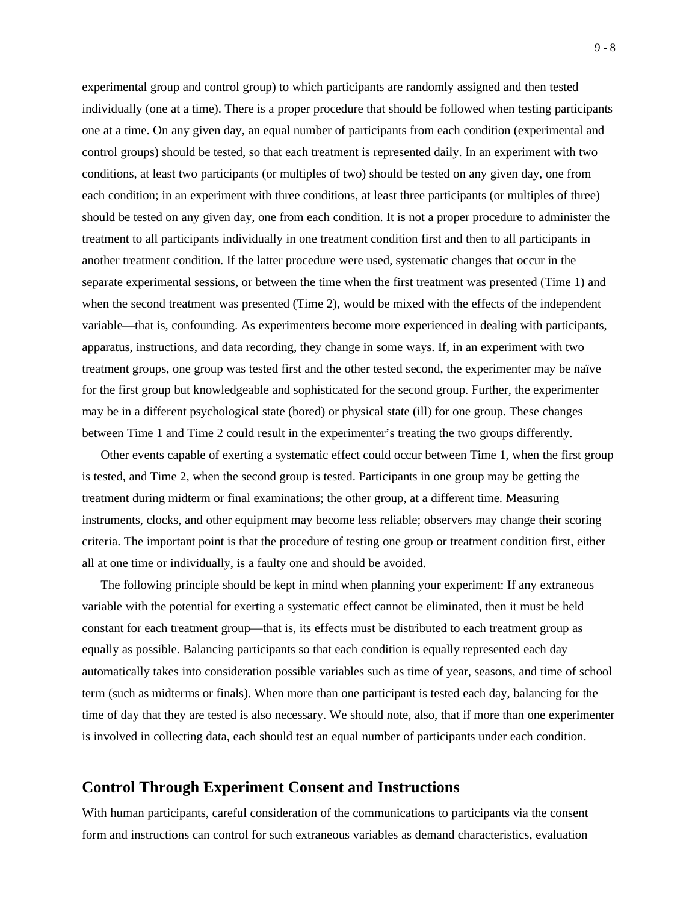experimental group and control group) to which participants are randomly assigned and then tested individually (one at a time). There is a proper procedure that should be followed when testing participants one at a time. On any given day, an equal number of participants from each condition (experimental and control groups) should be tested, so that each treatment is represented daily. In an experiment with two conditions, at least two participants (or multiples of two) should be tested on any given day, one from each condition; in an experiment with three conditions, at least three participants (or multiples of three) should be tested on any given day, one from each condition. It is not a proper procedure to administer the treatment to all participants individually in one treatment condition first and then to all participants in another treatment condition. If the latter procedure were used, systematic changes that occur in the separate experimental sessions, or between the time when the first treatment was presented (Time 1) and when the second treatment was presented (Time 2), would be mixed with the effects of the independent variable—that is, confounding. As experimenters become more experienced in dealing with participants, apparatus, instructions, and data recording, they change in some ways. If, in an experiment with two treatment groups, one group was tested first and the other tested second, the experimenter may be naïve for the first group but knowledgeable and sophisticated for the second group. Further, the experimenter may be in a different psychological state (bored) or physical state (ill) for one group. These changes between Time 1 and Time 2 could result in the experimenter's treating the two groups differently.

Other events capable of exerting a systematic effect could occur between Time 1, when the first group is tested, and Time 2, when the second group is tested. Participants in one group may be getting the treatment during midterm or final examinations; the other group, at a different time. Measuring instruments, clocks, and other equipment may become less reliable; observers may change their scoring criteria. The important point is that the procedure of testing one group or treatment condition first, either all at one time or individually, is a faulty one and should be avoided.

The following principle should be kept in mind when planning your experiment: If any extraneous variable with the potential for exerting a systematic effect cannot be eliminated, then it must be held constant for each treatment group—that is, its effects must be distributed to each treatment group as equally as possible. Balancing participants so that each condition is equally represented each day automatically takes into consideration possible variables such as time of year, seasons, and time of school term (such as midterms or finals). When more than one participant is tested each day, balancing for the time of day that they are tested is also necessary. We should note, also, that if more than one experimenter is involved in collecting data, each should test an equal number of participants under each condition.

## Control Through Experiment Consent and Instructions

With human participants, careful consideration of the communications to participants via the consent form and instructions can control for such extraneous variables as demand characteristics, evaluation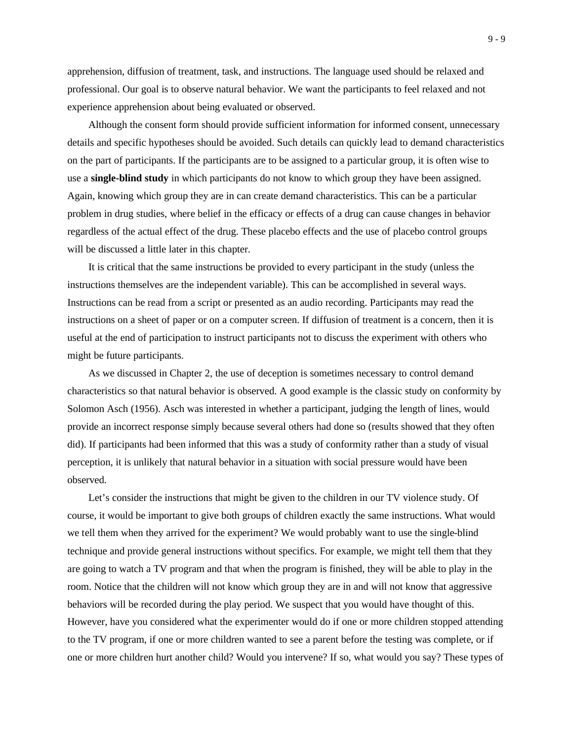apprehension, diffusion of treatment, task, and instructions. The language used should be relaxed and professional. Our goal is to observe natural behavior. We want the participants to feel relaxed and not experience apprehension about being evaluated or observed.

Although the consent form should provide sufficient information for informed consent, unnecessary details and specific hypotheses should be avoided. Such details can quickly lead to demand characteristics on the part of participants. If the participants are to be assigned to a particular group, it is often wise to use a **single-blind study** in which participants do not know to which group they have been assigned. Again, knowing which group they are in can create demand characteristics. This can be a particular problem in drug studies, where belief in the efficacy or effects of a drug can cause changes in behavior regardless of the actual effect of the drug. These placebo effects and the use of placebo control groups will be discussed a little later in this chapter.

It is critical that the same instructions be provided to every participant in the study (unless the instructions themselves are the independent variable). This can be accomplished in several ways. Instructions can be read from a script or presented as an audio recording. Participants may read the instructions on a sheet of paper or on a computer screen. If diffusion of treatment is a concern, then it is useful at the end of participation to instruct participants not to discuss the experiment with others who might be future participants.

As we discussed in Chapter 2, the use of deception is sometimes necessary to control demand characteristics so that natural behavior is observed. A good example is the classic study on conformity by Solomon Asch (1956). Asch was interested in whether a participant, judging the length of lines, would provide an incorrect response simply because several others had done so (results showed that they often did). If participants had been informed that this was a study of conformity rather than a study of visual perception, it is unlikely that natural behavior in a situation with social pressure would have been observed.

Let's consider the instructions that might be given to the children in our TV violence study. Of course, it would be important to give both groups of children exactly the same instructions. What would we tell them when they arrived for the experiment? We would probably want to use the single-blind technique and provide general instructions without specifics. For example, we might tell them that they are going to watch a TV program and that when the program is finished, they will be able to play in the room. Notice that the children will not know which group they are in and will not know that aggressive behaviors will be recorded during the play period. We suspect that you would have thought of this. However, have you considered what the experimenter would do if one or more children stopped attending to the TV program, if one or more children wanted to see a parent before the testing was complete, or if one or more children hurt another child? Would you intervene? If so, what would you say? These types of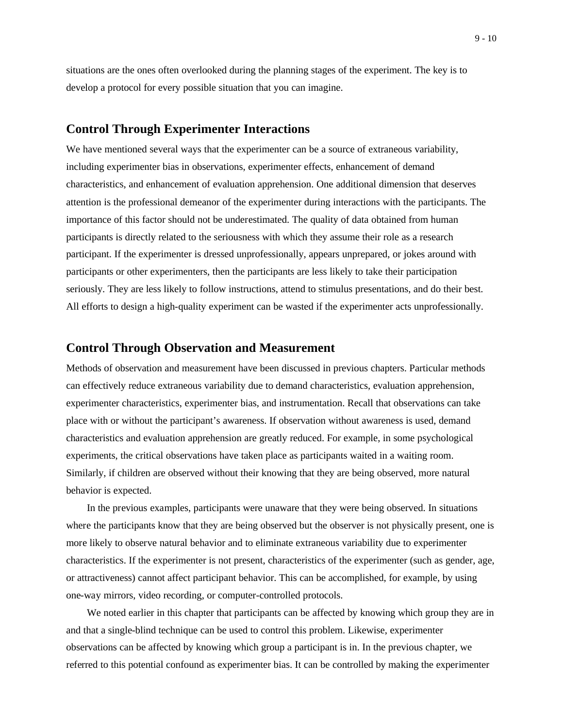situations are the ones often overlooked during the planning stages of the experiment. The key is to develop a protocol for every possible situation that you can imagine.

## Control Through Experimenter Interactions

We have mentioned several ways that the experimenter can be a source of extraneous variability, including experimenter bias in observations, experimenter effects, enhancement of demand characteristics, and enhancement of evaluation apprehension. One additional dimension that deserves attention is the professional demeanor of the experimenter during interactions with the participants. The importance of this factor should not be underestimated. The quality of data obtained from human participants is directly related to the seriousness with which they assume their role as a research participant. If the experimenter is dressed unprofessionally, appears unprepared, or jokes around with participants or other experimenters, then the participants are less likely to take their participation seriously. They are less likely to follow instructions, attend to stimulus presentations, and do their best. All efforts to design a high-quality experiment can be wasted if the experimenter acts unprofessionally.

## Control Through Observation and Measurement

Methods of observation and measurement have been discussed in previous chapters. Particular methods can effectively reduce extraneous variability due to demand characteristics, evaluation apprehension, experimenter characteristics, experimenter bias, and instrumentation. Recall that observations can take place with or without the participant's awareness. If observation without awareness is used, demand characteristics and evaluation apprehension are greatly reduced. For example, in some psychological experiments, the critical observations have taken place as participants waited in a waiting room. Similarly, if children are observed without their knowing that they are being observed, more natural behavior is expected.

In the previous examples, participants were unaware that they were being observed. In situations where the participants know that they are being observed but the observer is not physically present, one is more likely to observe natural behavior and to eliminate extraneous variability due to experimenter characteristics. If the experimenter is not present, characteristics of the experimenter (such as gender, age, or attractiveness) cannot affect participant behavior. This can be accomplished, for example, by using one-way mirrors, video recording, or computer-controlled protocols.

We noted earlier in this chapter that participants can be affected by knowing which group they are in and that a single-blind technique can be used to control this problem. Likewise, experimenter observations can be affected by knowing which group a participant is in. In the previous chapter, we referred to this potential confound as experimenter bias. It can be controlled by making the experimenter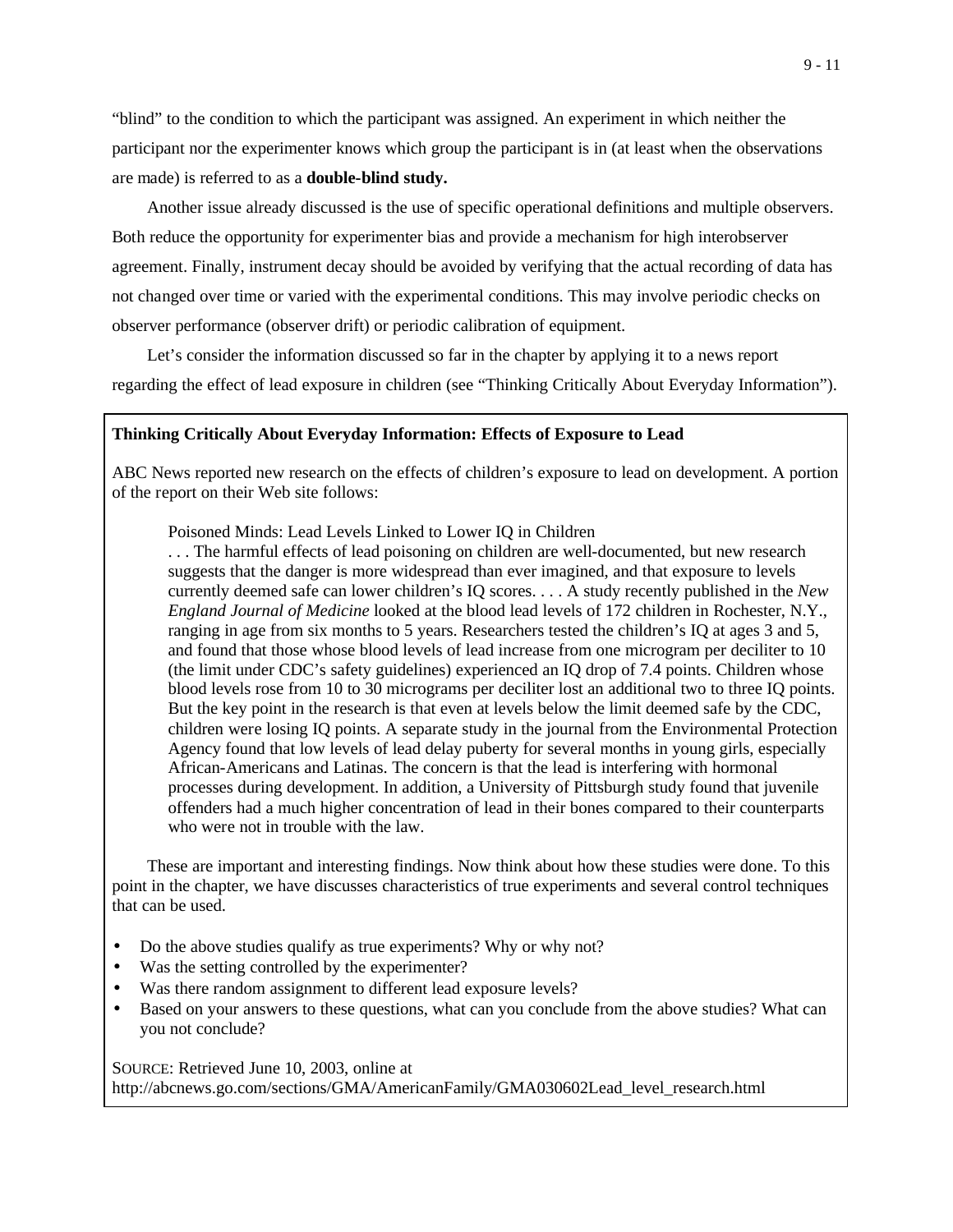"blind" to the condition to which the participant was assigned. An experiment in which neither the participant nor the experimenter knows which group the participant is in (at least when the observations are made) is referred to as a **double-blind study.**

Another issue already discussed is the use of specific operational definitions and multiple observers. Both reduce the opportunity for experimenter bias and provide a mechanism for high interobserver agreement. Finally, instrument decay should be avoided by verifying that the actual recording of data has not changed over time or varied with the experimental conditions. This may involve periodic checks on observer performance (observer drift) or periodic calibration of equipment.

Let's consider the information discussed so far in the chapter by applying it to a news report regarding the effect of lead exposure in children (see "Thinking Critically About Everyday Information").

**Thinking Critically About Everyday Information: Effects of Exposure to Lead**

ABC News reported new research on the effects of children's exposure to lead on development. A portion of the report on their Web site follows:

> Poisoned Minds: Lead Levels Linked to Lower IQ in Children
>
> . . . The harmful effects of lead poisoning on children are well-documented, but new research suggests that the danger is more widespread than ever imagined, and that exposure to levels currently deemed safe can lower children's IQ scores. . . . A study recently published in the *New England Journal of Medicine* looked at the blood lead levels of 172 children in Rochester, N.Y., ranging in age from six months to 5 years. Researchers tested the children's IQ at ages 3 and 5, and found that those whose blood levels of lead increase from one microgram per deciliter to 10 (the limit under CDC's safety guidelines) experienced an IQ drop of 7.4 points. Children whose blood levels rose from 10 to 30 micrograms per deciliter lost an additional two to three IQ points. But the key point in the research is that even at levels below the limit deemed safe by the CDC, children were losing IQ points. A separate study in the journal from the Environmental Protection Agency found that low levels of lead delay puberty for several months in young girls, especially African-Americans and Latinas. The concern is that the lead is interfering with hormonal processes during development. In addition, a University of Pittsburgh study found that juvenile offenders had a much higher concentration of lead in their bones compared to their counterparts who were not in trouble with the law.

These are important and interesting findings. Now think about how these studies were done. To this point in the chapter, we have discusses characteristics of true experiments and several control techniques that can be used.

- Do the above studies qualify as true experiments? Why or why not?
- Was the setting controlled by the experimenter?
- Was there random assignment to different lead exposure levels?
- Based on your answers to these questions, what can you conclude from the above studies? What can you not conclude?

SOURCE: Retrieved June 10, 2003, online at http://abcnews.go.com/sections/GMA/AmericanFamily/GMA030602Lead_level_research.html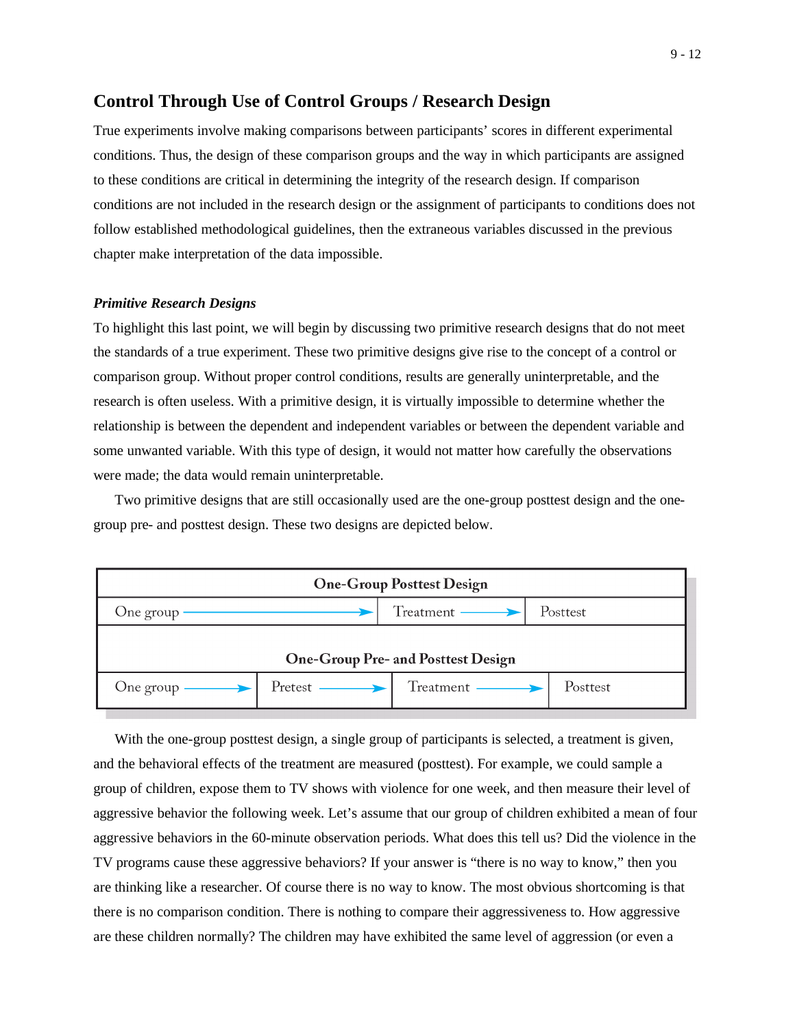## Control Through Use of Control Groups / Research Design

True experiments involve making comparisons between participants' scores in different experimental conditions. Thus, the design of these comparison groups and the way in which participants are assigned to these conditions are critical in determining the integrity of the research design. If comparison conditions are not included in the research design or the assignment of participants to conditions does not follow established methodological guidelines, then the extraneous variables discussed in the previous chapter make interpretation of the data impossible.

### *Primitive Research Designs*

To highlight this last point, we will begin by discussing two primitive research designs that do not meet the standards of a true experiment. These two primitive designs give rise to the concept of a control or comparison group. Without proper control conditions, results are generally uninterpretable, and the research is often useless. With a primitive design, it is virtually impossible to determine whether the relationship is between the dependent and independent variables or between the dependent variable and some unwanted variable. With this type of design, it would not matter how carefully the observations were made; the data would remain uninterpretable.

Two primitive designs that are still occasionally used are the one-group posttest design and the one-group pre- and posttest design. These two designs are depicted below.

**One-Group Posttest Design**

| | | |
|---|---|---|
| One group → | Treatment → | Posttest |

**One-Group Pre- and Posttest Design**

| | | | |
|---|---|---|---|
| One group → | Pretest → | Treatment → | Posttest |

With the one-group posttest design, a single group of participants is selected, a treatment is given, and the behavioral effects of the treatment are measured (posttest). For example, we could sample a group of children, expose them to TV shows with violence for one week, and then measure their level of aggressive behavior the following week. Let's assume that our group of children exhibited a mean of four aggressive behaviors in the 60-minute observation periods. What does this tell us? Did the violence in the TV programs cause these aggressive behaviors? If your answer is "there is no way to know," then you are thinking like a researcher. Of course there is no way to know. The most obvious shortcoming is that there is no comparison condition. There is nothing to compare their aggressiveness to. How aggressive are these children normally? The children may have exhibited the same level of aggression (or even a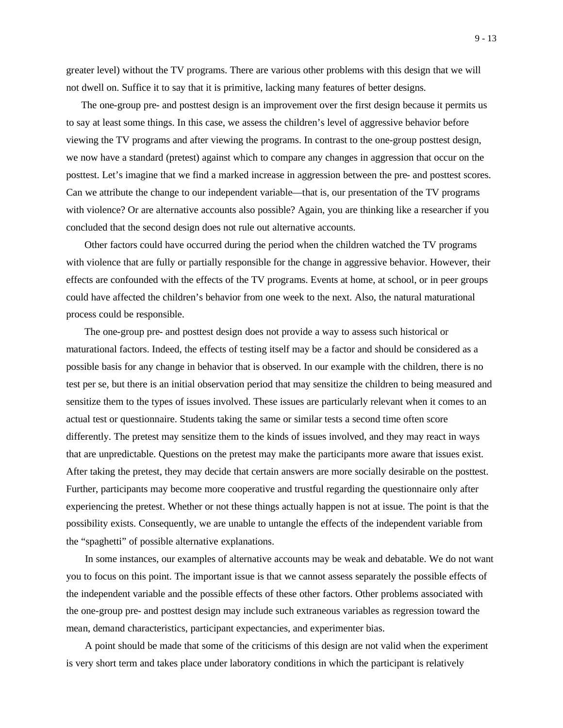greater level) without the TV programs. There are various other problems with this design that we will not dwell on. Suffice it to say that it is primitive, lacking many features of better designs.

The one-group pre- and posttest design is an improvement over the first design because it permits us to say at least some things. In this case, we assess the children's level of aggressive behavior before viewing the TV programs and after viewing the programs. In contrast to the one-group posttest design, we now have a standard (pretest) against which to compare any changes in aggression that occur on the posttest. Let's imagine that we find a marked increase in aggression between the pre- and posttest scores. Can we attribute the change to our independent variable—that is, our presentation of the TV programs with violence? Or are alternative accounts also possible? Again, you are thinking like a researcher if you concluded that the second design does not rule out alternative accounts.

Other factors could have occurred during the period when the children watched the TV programs with violence that are fully or partially responsible for the change in aggressive behavior. However, their effects are confounded with the effects of the TV programs. Events at home, at school, or in peer groups could have affected the children's behavior from one week to the next. Also, the natural maturational process could be responsible.

The one-group pre- and posttest design does not provide a way to assess such historical or maturational factors. Indeed, the effects of testing itself may be a factor and should be considered as a possible basis for any change in behavior that is observed. In our example with the children, there is no test per se, but there is an initial observation period that may sensitize the children to being measured and sensitize them to the types of issues involved. These issues are particularly relevant when it comes to an actual test or questionnaire. Students taking the same or similar tests a second time often score differently. The pretest may sensitize them to the kinds of issues involved, and they may react in ways that are unpredictable. Questions on the pretest may make the participants more aware that issues exist. After taking the pretest, they may decide that certain answers are more socially desirable on the posttest. Further, participants may become more cooperative and trustful regarding the questionnaire only after experiencing the pretest. Whether or not these things actually happen is not at issue. The point is that the possibility exists. Consequently, we are unable to untangle the effects of the independent variable from the "spaghetti" of possible alternative explanations.

In some instances, our examples of alternative accounts may be weak and debatable. We do not want you to focus on this point. The important issue is that we cannot assess separately the possible effects of the independent variable and the possible effects of these other factors. Other problems associated with the one-group pre- and posttest design may include such extraneous variables as regression toward the mean, demand characteristics, participant expectancies, and experimenter bias.

A point should be made that some of the criticisms of this design are not valid when the experiment is very short term and takes place under laboratory conditions in which the participant is relatively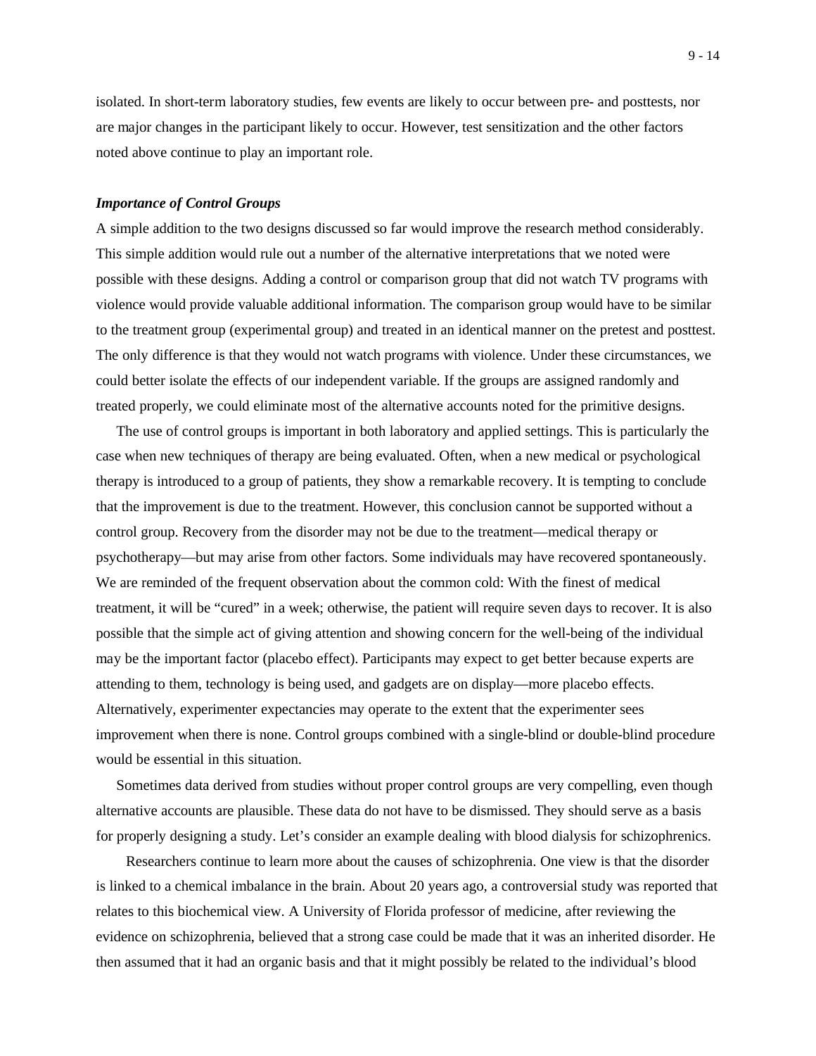isolated. In short-term laboratory studies, few events are likely to occur between pre- and posttests, nor are major changes in the participant likely to occur. However, test sensitization and the other factors noted above continue to play an important role.

***Importance of Control Groups***

A simple addition to the two designs discussed so far would improve the research method considerably. This simple addition would rule out a number of the alternative interpretations that we noted were possible with these designs. Adding a control or comparison group that did not watch TV programs with violence would provide valuable additional information. The comparison group would have to be similar to the treatment group (experimental group) and treated in an identical manner on the pretest and posttest. The only difference is that they would not watch programs with violence. Under these circumstances, we could better isolate the effects of our independent variable. If the groups are assigned randomly and treated properly, we could eliminate most of the alternative accounts noted for the primitive designs.

The use of control groups is important in both laboratory and applied settings. This is particularly the case when new techniques of therapy are being evaluated. Often, when a new medical or psychological therapy is introduced to a group of patients, they show a remarkable recovery. It is tempting to conclude that the improvement is due to the treatment. However, this conclusion cannot be supported without a control group. Recovery from the disorder may not be due to the treatment—medical therapy or psychotherapy—but may arise from other factors. Some individuals may have recovered spontaneously. We are reminded of the frequent observation about the common cold: With the finest of medical treatment, it will be "cured" in a week; otherwise, the patient will require seven days to recover. It is also possible that the simple act of giving attention and showing concern for the well-being of the individual may be the important factor (placebo effect). Participants may expect to get better because experts are attending to them, technology is being used, and gadgets are on display—more placebo effects. Alternatively, experimenter expectancies may operate to the extent that the experimenter sees improvement when there is none. Control groups combined with a single-blind or double-blind procedure would be essential in this situation.

Sometimes data derived from studies without proper control groups are very compelling, even though alternative accounts are plausible. These data do not have to be dismissed. They should serve as a basis for properly designing a study. Let's consider an example dealing with blood dialysis for schizophrenics.

Researchers continue to learn more about the causes of schizophrenia. One view is that the disorder is linked to a chemical imbalance in the brain. About 20 years ago, a controversial study was reported that relates to this biochemical view. A University of Florida professor of medicine, after reviewing the evidence on schizophrenia, believed that a strong case could be made that it was an inherited disorder. He then assumed that it had an organic basis and that it might possibly be related to the individual's blood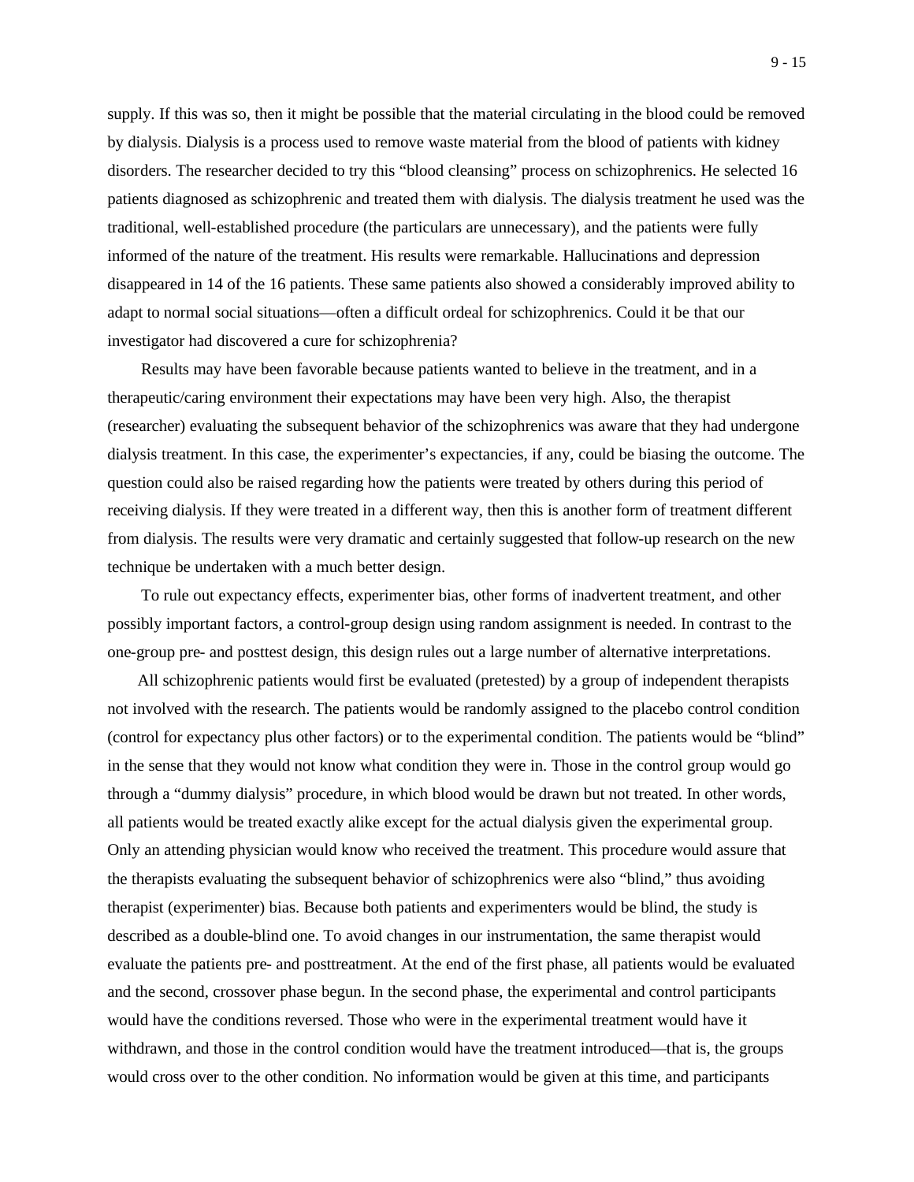supply. If this was so, then it might be possible that the material circulating in the blood could be removed by dialysis. Dialysis is a process used to remove waste material from the blood of patients with kidney disorders. The researcher decided to try this "blood cleansing" process on schizophrenics. He selected 16 patients diagnosed as schizophrenic and treated them with dialysis. The dialysis treatment he used was the traditional, well-established procedure (the particulars are unnecessary), and the patients were fully informed of the nature of the treatment. His results were remarkable. Hallucinations and depression disappeared in 14 of the 16 patients. These same patients also showed a considerably improved ability to adapt to normal social situations—often a difficult ordeal for schizophrenics. Could it be that our investigator had discovered a cure for schizophrenia?

Results may have been favorable because patients wanted to believe in the treatment, and in a therapeutic/caring environment their expectations may have been very high. Also, the therapist (researcher) evaluating the subsequent behavior of the schizophrenics was aware that they had undergone dialysis treatment. In this case, the experimenter's expectancies, if any, could be biasing the outcome. The question could also be raised regarding how the patients were treated by others during this period of receiving dialysis. If they were treated in a different way, then this is another form of treatment different from dialysis. The results were very dramatic and certainly suggested that follow-up research on the new technique be undertaken with a much better design.

To rule out expectancy effects, experimenter bias, other forms of inadvertent treatment, and other possibly important factors, a control-group design using random assignment is needed. In contrast to the one-group pre- and posttest design, this design rules out a large number of alternative interpretations.

All schizophrenic patients would first be evaluated (pretested) by a group of independent therapists not involved with the research. The patients would be randomly assigned to the placebo control condition (control for expectancy plus other factors) or to the experimental condition. The patients would be "blind" in the sense that they would not know what condition they were in. Those in the control group would go through a "dummy dialysis" procedure, in which blood would be drawn but not treated. In other words, all patients would be treated exactly alike except for the actual dialysis given the experimental group. Only an attending physician would know who received the treatment. This procedure would assure that the therapists evaluating the subsequent behavior of schizophrenics were also "blind," thus avoiding therapist (experimenter) bias. Because both patients and experimenters would be blind, the study is described as a double-blind one. To avoid changes in our instrumentation, the same therapist would evaluate the patients pre- and posttreatment. At the end of the first phase, all patients would be evaluated and the second, crossover phase begun. In the second phase, the experimental and control participants would have the conditions reversed. Those who were in the experimental treatment would have it withdrawn, and those in the control condition would have the treatment introduced—that is, the groups would cross over to the other condition. No information would be given at this time, and participants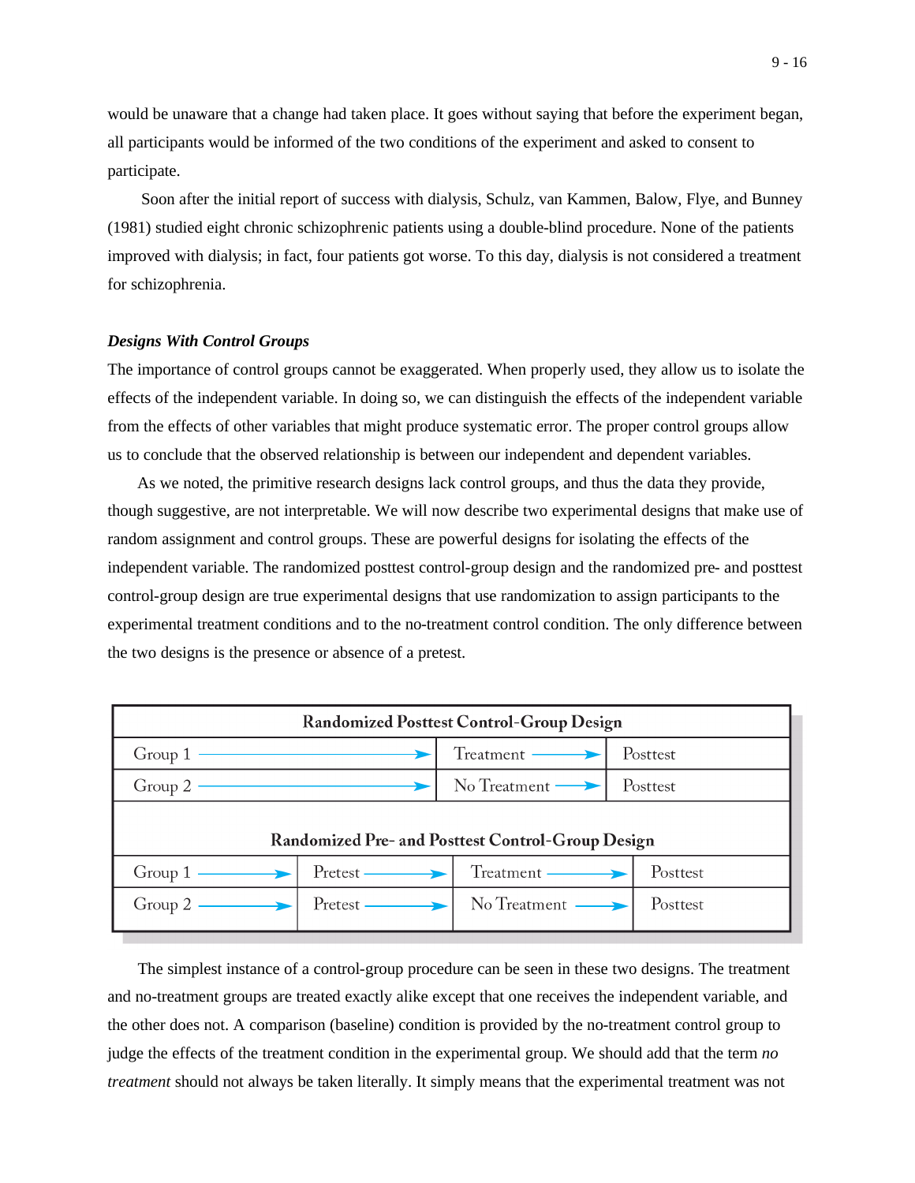would be unaware that a change had taken place. It goes without saying that before the experiment began, all participants would be informed of the two conditions of the experiment and asked to consent to participate.

Soon after the initial report of success with dialysis, Schulz, van Kammen, Balow, Flye, and Bunney (1981) studied eight chronic schizophrenic patients using a double-blind procedure. None of the patients improved with dialysis; in fact, four patients got worse. To this day, dialysis is not considered a treatment for schizophrenia.

### *Designs With Control Groups*

The importance of control groups cannot be exaggerated. When properly used, they allow us to isolate the effects of the independent variable. In doing so, we can distinguish the effects of the independent variable from the effects of other variables that might produce systematic error. The proper control groups allow us to conclude that the observed relationship is between our independent and dependent variables.

As we noted, the primitive research designs lack control groups, and thus the data they provide, though suggestive, are not interpretable. We will now describe two experimental designs that make use of random assignment and control groups. These are powerful designs for isolating the effects of the independent variable. The randomized posttest control-group design and the randomized pre- and posttest control-group design are true experimental designs that use randomization to assign participants to the experimental treatment conditions and to the no-treatment control condition. The only difference between the two designs is the presence or absence of a pretest.

**Randomized Posttest Control-Group Design**

| | | |
|---|---|---|
| Group 1 → | Treatment → | Posttest |
| Group 2 → | No Treatment → | Posttest |

**Randomized Pre- and Posttest Control-Group Design**

| | | | |
|---|---|---|---|
| Group 1 → | Pretest → | Treatment → | Posttest |
| Group 2 → | Pretest → | No Treatment → | Posttest |

The simplest instance of a control-group procedure can be seen in these two designs. The treatment and no-treatment groups are treated exactly alike except that one receives the independent variable, and the other does not. A comparison (baseline) condition is provided by the no-treatment control group to judge the effects of the treatment condition in the experimental group. We should add that the term *no treatment* should not always be taken literally. It simply means that the experimental treatment was not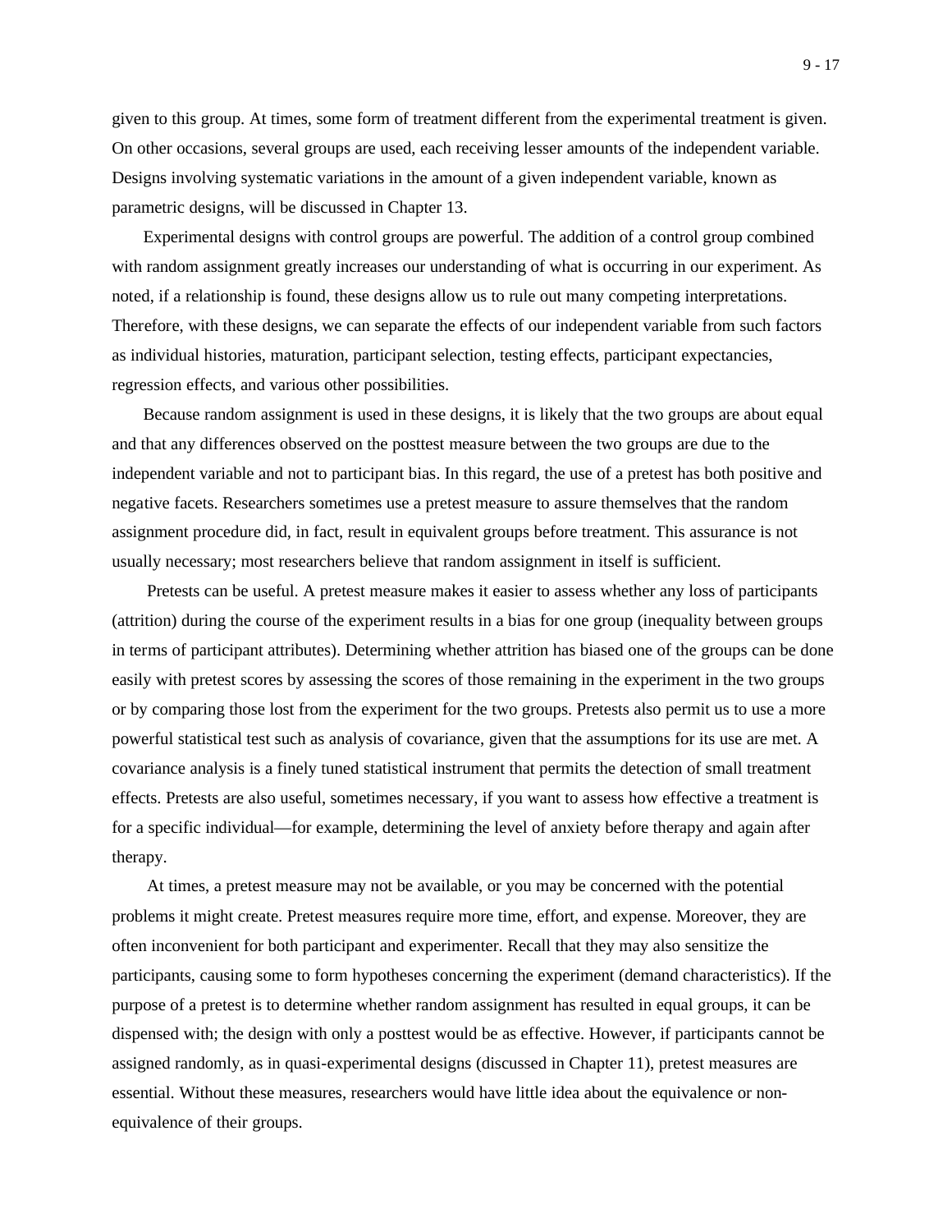given to this group. At times, some form of treatment different from the experimental treatment is given. On other occasions, several groups are used, each receiving lesser amounts of the independent variable. Designs involving systematic variations in the amount of a given independent variable, known as parametric designs, will be discussed in Chapter 13.

Experimental designs with control groups are powerful. The addition of a control group combined with random assignment greatly increases our understanding of what is occurring in our experiment. As noted, if a relationship is found, these designs allow us to rule out many competing interpretations. Therefore, with these designs, we can separate the effects of our independent variable from such factors as individual histories, maturation, participant selection, testing effects, participant expectancies, regression effects, and various other possibilities.

Because random assignment is used in these designs, it is likely that the two groups are about equal and that any differences observed on the posttest measure between the two groups are due to the independent variable and not to participant bias. In this regard, the use of a pretest has both positive and negative facets. Researchers sometimes use a pretest measure to assure themselves that the random assignment procedure did, in fact, result in equivalent groups before treatment. This assurance is not usually necessary; most researchers believe that random assignment in itself is sufficient.

Pretests can be useful. A pretest measure makes it easier to assess whether any loss of participants (attrition) during the course of the experiment results in a bias for one group (inequality between groups in terms of participant attributes). Determining whether attrition has biased one of the groups can be done easily with pretest scores by assessing the scores of those remaining in the experiment in the two groups or by comparing those lost from the experiment for the two groups. Pretests also permit us to use a more powerful statistical test such as analysis of covariance, given that the assumptions for its use are met. A covariance analysis is a finely tuned statistical instrument that permits the detection of small treatment effects. Pretests are also useful, sometimes necessary, if you want to assess how effective a treatment is for a specific individual—for example, determining the level of anxiety before therapy and again after therapy.

At times, a pretest measure may not be available, or you may be concerned with the potential problems it might create. Pretest measures require more time, effort, and expense. Moreover, they are often inconvenient for both participant and experimenter. Recall that they may also sensitize the participants, causing some to form hypotheses concerning the experiment (demand characteristics). If the purpose of a pretest is to determine whether random assignment has resulted in equal groups, it can be dispensed with; the design with only a posttest would be as effective. However, if participants cannot be assigned randomly, as in quasi-experimental designs (discussed in Chapter 11), pretest measures are essential. Without these measures, researchers would have little idea about the equivalence or non-equivalence of their groups.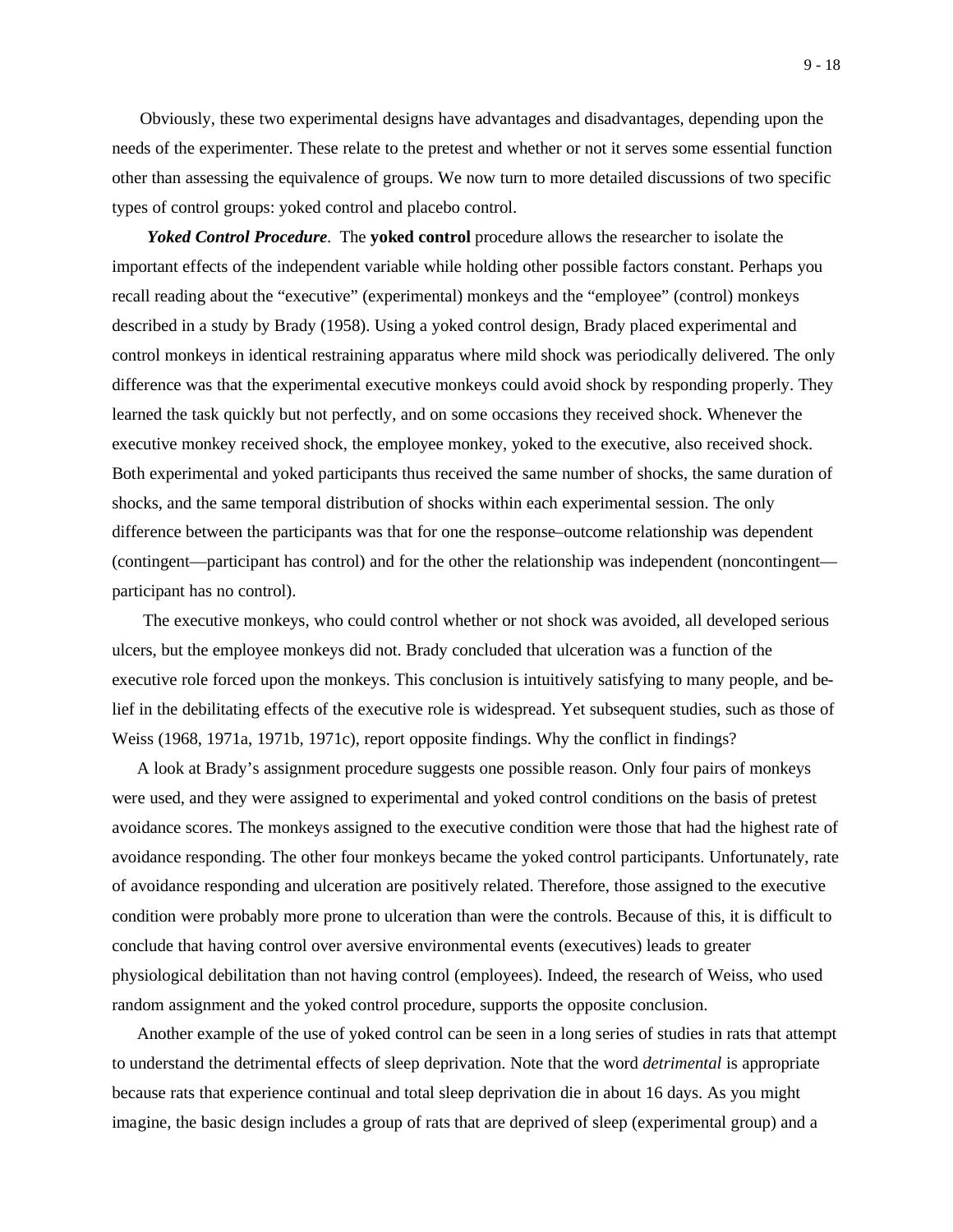Obviously, these two experimental designs have advantages and disadvantages, depending upon the needs of the experimenter. These relate to the pretest and whether or not it serves some essential function other than assessing the equivalence of groups. We now turn to more detailed discussions of two specific types of control groups: yoked control and placebo control.

***Yoked Control Procedure***. The **yoked control** procedure allows the researcher to isolate the important effects of the independent variable while holding other possible factors constant. Perhaps you recall reading about the "executive" (experimental) monkeys and the "employee" (control) monkeys described in a study by Brady (1958). Using a yoked control design, Brady placed experimental and control monkeys in identical restraining apparatus where mild shock was periodically delivered. The only difference was that the experimental executive monkeys could avoid shock by responding properly. They learned the task quickly but not perfectly, and on some occasions they received shock. Whenever the executive monkey received shock, the employee monkey, yoked to the executive, also received shock. Both experimental and yoked participants thus received the same number of shocks, the same duration of shocks, and the same temporal distribution of shocks within each experimental session. The only difference between the participants was that for one the response–outcome relationship was dependent (contingent—participant has control) and for the other the relationship was independent (noncontingent—participant has no control).

The executive monkeys, who could control whether or not shock was avoided, all developed serious ulcers, but the employee monkeys did not. Brady concluded that ulceration was a function of the executive role forced upon the monkeys. This conclusion is intuitively satisfying to many people, and belief in the debilitating effects of the executive role is widespread. Yet subsequent studies, such as those of Weiss (1968, 1971a, 1971b, 1971c), report opposite findings. Why the conflict in findings?

A look at Brady's assignment procedure suggests one possible reason. Only four pairs of monkeys were used, and they were assigned to experimental and yoked control conditions on the basis of pretest avoidance scores. The monkeys assigned to the executive condition were those that had the highest rate of avoidance responding. The other four monkeys became the yoked control participants. Unfortunately, rate of avoidance responding and ulceration are positively related. Therefore, those assigned to the executive condition were probably more prone to ulceration than were the controls. Because of this, it is difficult to conclude that having control over aversive environmental events (executives) leads to greater physiological debilitation than not having control (employees). Indeed, the research of Weiss, who used random assignment and the yoked control procedure, supports the opposite conclusion.

Another example of the use of yoked control can be seen in a long series of studies in rats that attempt to understand the detrimental effects of sleep deprivation. Note that the word *detrimental* is appropriate because rats that experience continual and total sleep deprivation die in about 16 days. As you might imagine, the basic design includes a group of rats that are deprived of sleep (experimental group) and a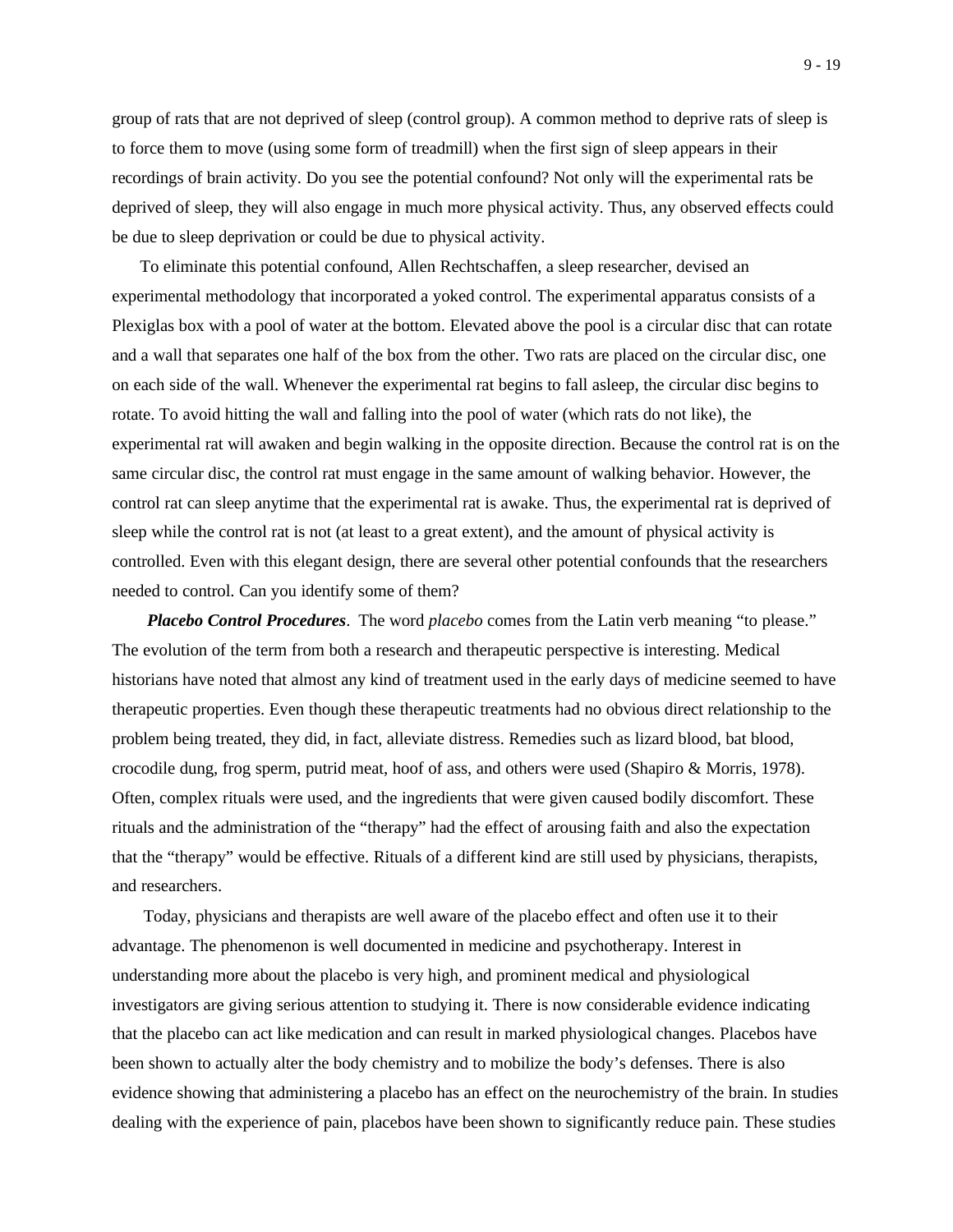group of rats that are not deprived of sleep (control group). A common method to deprive rats of sleep is to force them to move (using some form of treadmill) when the first sign of sleep appears in their recordings of brain activity. Do you see the potential confound? Not only will the experimental rats be deprived of sleep, they will also engage in much more physical activity. Thus, any observed effects could be due to sleep deprivation or could be due to physical activity.

To eliminate this potential confound, Allen Rechtschaffen, a sleep researcher, devised an experimental methodology that incorporated a yoked control. The experimental apparatus consists of a Plexiglas box with a pool of water at the bottom. Elevated above the pool is a circular disc that can rotate and a wall that separates one half of the box from the other. Two rats are placed on the circular disc, one on each side of the wall. Whenever the experimental rat begins to fall asleep, the circular disc begins to rotate. To avoid hitting the wall and falling into the pool of water (which rats do not like), the experimental rat will awaken and begin walking in the opposite direction. Because the control rat is on the same circular disc, the control rat must engage in the same amount of walking behavior. However, the control rat can sleep anytime that the experimental rat is awake. Thus, the experimental rat is deprived of sleep while the control rat is not (at least to a great extent), and the amount of physical activity is controlled. Even with this elegant design, there are several other potential confounds that the researchers needed to control. Can you identify some of them?

***Placebo Control Procedures***. The word *placebo* comes from the Latin verb meaning "to please." The evolution of the term from both a research and therapeutic perspective is interesting. Medical historians have noted that almost any kind of treatment used in the early days of medicine seemed to have therapeutic properties. Even though these therapeutic treatments had no obvious direct relationship to the problem being treated, they did, in fact, alleviate distress. Remedies such as lizard blood, bat blood, crocodile dung, frog sperm, putrid meat, hoof of ass, and others were used (Shapiro & Morris, 1978). Often, complex rituals were used, and the ingredients that were given caused bodily discomfort. These rituals and the administration of the "therapy" had the effect of arousing faith and also the expectation that the "therapy" would be effective. Rituals of a different kind are still used by physicians, therapists, and researchers.

Today, physicians and therapists are well aware of the placebo effect and often use it to their advantage. The phenomenon is well documented in medicine and psychotherapy. Interest in understanding more about the placebo is very high, and prominent medical and physiological investigators are giving serious attention to studying it. There is now considerable evidence indicating that the placebo can act like medication and can result in marked physiological changes. Placebos have been shown to actually alter the body chemistry and to mobilize the body's defenses. There is also evidence showing that administering a placebo has an effect on the neurochemistry of the brain. In studies dealing with the experience of pain, placebos have been shown to significantly reduce pain. These studies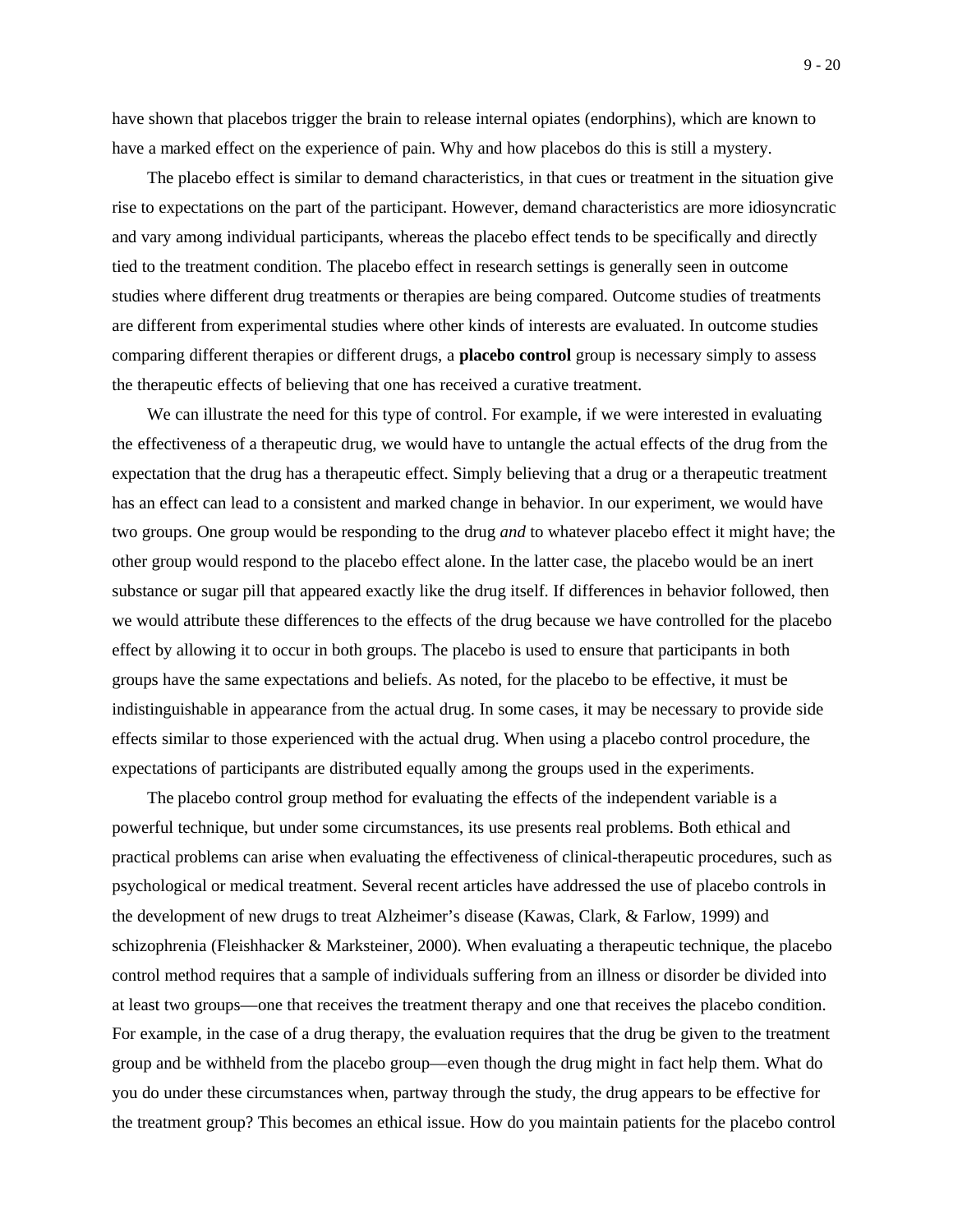have shown that placebos trigger the brain to release internal opiates (endorphins), which are known to have a marked effect on the experience of pain. Why and how placebos do this is still a mystery.

The placebo effect is similar to demand characteristics, in that cues or treatment in the situation give rise to expectations on the part of the participant. However, demand characteristics are more idiosyncratic and vary among individual participants, whereas the placebo effect tends to be specifically and directly tied to the treatment condition. The placebo effect in research settings is generally seen in outcome studies where different drug treatments or therapies are being compared. Outcome studies of treatments are different from experimental studies where other kinds of interests are evaluated. In outcome studies comparing different therapies or different drugs, a **placebo control** group is necessary simply to assess the therapeutic effects of believing that one has received a curative treatment.

We can illustrate the need for this type of control. For example, if we were interested in evaluating the effectiveness of a therapeutic drug, we would have to untangle the actual effects of the drug from the expectation that the drug has a therapeutic effect. Simply believing that a drug or a therapeutic treatment has an effect can lead to a consistent and marked change in behavior. In our experiment, we would have two groups. One group would be responding to the drug *and* to whatever placebo effect it might have; the other group would respond to the placebo effect alone. In the latter case, the placebo would be an inert substance or sugar pill that appeared exactly like the drug itself. If differences in behavior followed, then we would attribute these differences to the effects of the drug because we have controlled for the placebo effect by allowing it to occur in both groups. The placebo is used to ensure that participants in both groups have the same expectations and beliefs. As noted, for the placebo to be effective, it must be indistinguishable in appearance from the actual drug. In some cases, it may be necessary to provide side effects similar to those experienced with the actual drug. When using a placebo control procedure, the expectations of participants are distributed equally among the groups used in the experiments.

The placebo control group method for evaluating the effects of the independent variable is a powerful technique, but under some circumstances, its use presents real problems. Both ethical and practical problems can arise when evaluating the effectiveness of clinical-therapeutic procedures, such as psychological or medical treatment. Several recent articles have addressed the use of placebo controls in the development of new drugs to treat Alzheimer's disease (Kawas, Clark, & Farlow, 1999) and schizophrenia (Fleishhacker & Marksteiner, 2000). When evaluating a therapeutic technique, the placebo control method requires that a sample of individuals suffering from an illness or disorder be divided into at least two groups—one that receives the treatment therapy and one that receives the placebo condition. For example, in the case of a drug therapy, the evaluation requires that the drug be given to the treatment group and be withheld from the placebo group—even though the drug might in fact help them. What do you do under these circumstances when, partway through the study, the drug appears to be effective for the treatment group? This becomes an ethical issue. How do you maintain patients for the placebo control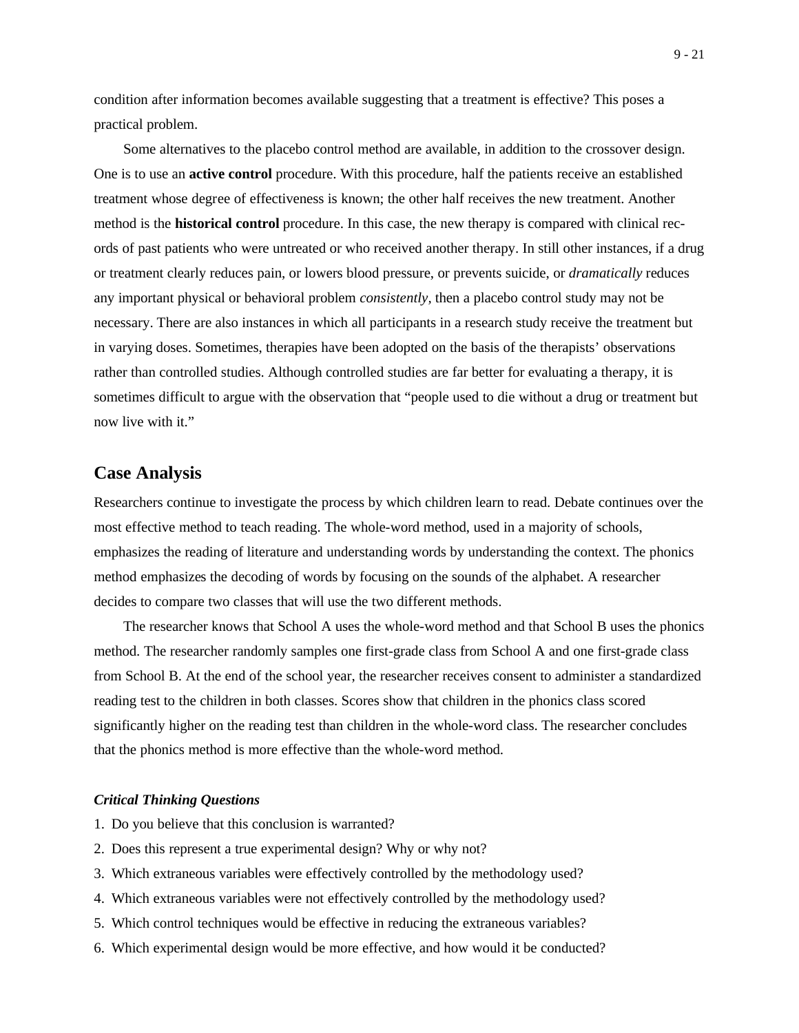condition after information becomes available suggesting that a treatment is effective? This poses a practical problem.

Some alternatives to the placebo control method are available, in addition to the crossover design. One is to use an **active control** procedure. With this procedure, half the patients receive an established treatment whose degree of effectiveness is known; the other half receives the new treatment. Another method is the **historical control** procedure. In this case, the new therapy is compared with clinical records of past patients who were untreated or who received another therapy. In still other instances, if a drug or treatment clearly reduces pain, or lowers blood pressure, or prevents suicide, or *dramatically* reduces any important physical or behavioral problem *consistently*, then a placebo control study may not be necessary. There are also instances in which all participants in a research study receive the treatment but in varying doses. Sometimes, therapies have been adopted on the basis of the therapists' observations rather than controlled studies. Although controlled studies are far better for evaluating a therapy, it is sometimes difficult to argue with the observation that "people used to die without a drug or treatment but now live with it."

## Case Analysis

Researchers continue to investigate the process by which children learn to read. Debate continues over the most effective method to teach reading. The whole-word method, used in a majority of schools, emphasizes the reading of literature and understanding words by understanding the context. The phonics method emphasizes the decoding of words by focusing on the sounds of the alphabet. A researcher decides to compare two classes that will use the two different methods.

The researcher knows that School A uses the whole-word method and that School B uses the phonics method. The researcher randomly samples one first-grade class from School A and one first-grade class from School B. At the end of the school year, the researcher receives consent to administer a standardized reading test to the children in both classes. Scores show that children in the phonics class scored significantly higher on the reading test than children in the whole-word class. The researcher concludes that the phonics method is more effective than the whole-word method.

### *Critical Thinking Questions*

1. Do you believe that this conclusion is warranted?
2. Does this represent a true experimental design? Why or why not?
3. Which extraneous variables were effectively controlled by the methodology used?
4. Which extraneous variables were not effectively controlled by the methodology used?
5. Which control techniques would be effective in reducing the extraneous variables?
6. Which experimental design would be more effective, and how would it be conducted?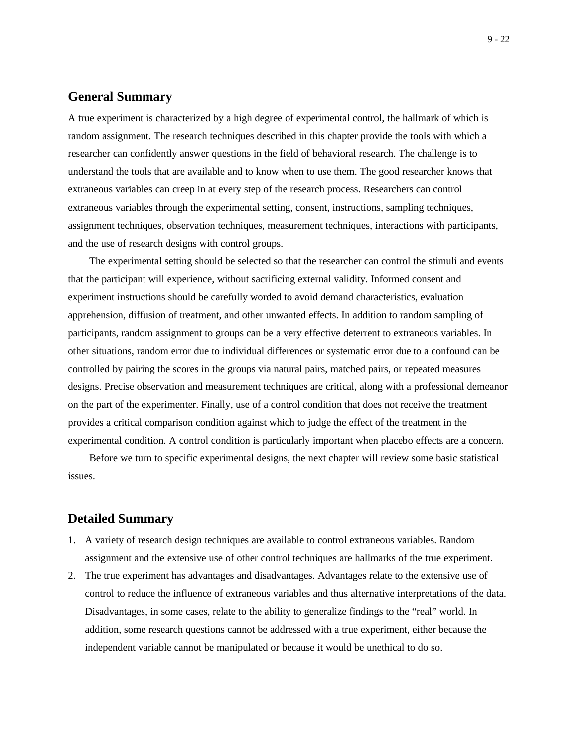## General Summary

A true experiment is characterized by a high degree of experimental control, the hallmark of which is random assignment. The research techniques described in this chapter provide the tools with which a researcher can confidently answer questions in the field of behavioral research. The challenge is to understand the tools that are available and to know when to use them. The good researcher knows that extraneous variables can creep in at every step of the research process. Researchers can control extraneous variables through the experimental setting, consent, instructions, sampling techniques, assignment techniques, observation techniques, measurement techniques, interactions with participants, and the use of research designs with control groups.

The experimental setting should be selected so that the researcher can control the stimuli and events that the participant will experience, without sacrificing external validity. Informed consent and experiment instructions should be carefully worded to avoid demand characteristics, evaluation apprehension, diffusion of treatment, and other unwanted effects. In addition to random sampling of participants, random assignment to groups can be a very effective deterrent to extraneous variables. In other situations, random error due to individual differences or systematic error due to a confound can be controlled by pairing the scores in the groups via natural pairs, matched pairs, or repeated measures designs. Precise observation and measurement techniques are critical, along with a professional demeanor on the part of the experimenter. Finally, use of a control condition that does not receive the treatment provides a critical comparison condition against which to judge the effect of the treatment in the experimental condition. A control condition is particularly important when placebo effects are a concern.

Before we turn to specific experimental designs, the next chapter will review some basic statistical issues.

## Detailed Summary

1. A variety of research design techniques are available to control extraneous variables. Random assignment and the extensive use of other control techniques are hallmarks of the true experiment.
2. The true experiment has advantages and disadvantages. Advantages relate to the extensive use of control to reduce the influence of extraneous variables and thus alternative interpretations of the data. Disadvantages, in some cases, relate to the ability to generalize findings to the "real" world. In addition, some research questions cannot be addressed with a true experiment, either because the independent variable cannot be manipulated or because it would be unethical to do so.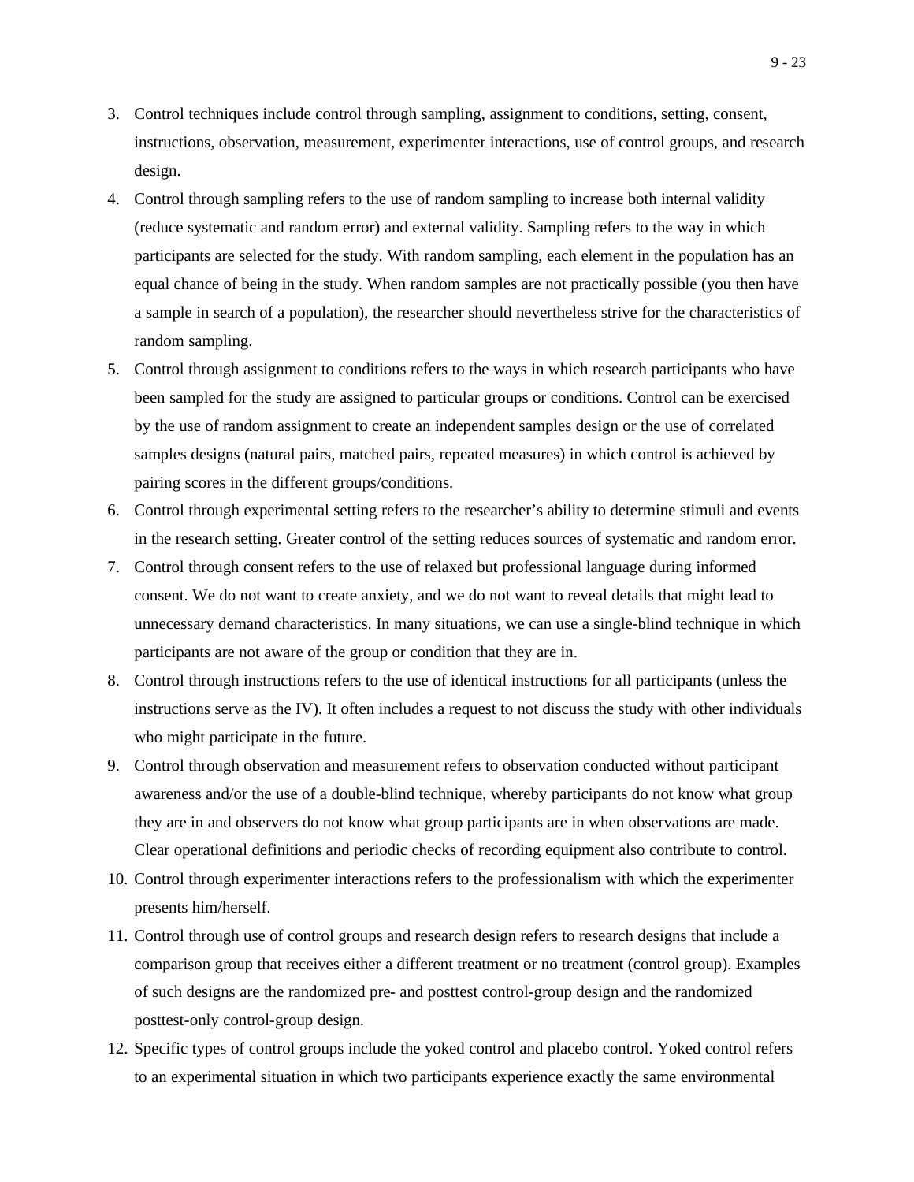3. Control techniques include control through sampling, assignment to conditions, setting, consent, instructions, observation, measurement, experimenter interactions, use of control groups, and research design.
4. Control through sampling refers to the use of random sampling to increase both internal validity (reduce systematic and random error) and external validity. Sampling refers to the way in which participants are selected for the study. With random sampling, each element in the population has an equal chance of being in the study. When random samples are not practically possible (you then have a sample in search of a population), the researcher should nevertheless strive for the characteristics of random sampling.
5. Control through assignment to conditions refers to the ways in which research participants who have been sampled for the study are assigned to particular groups or conditions. Control can be exercised by the use of random assignment to create an independent samples design or the use of correlated samples designs (natural pairs, matched pairs, repeated measures) in which control is achieved by pairing scores in the different groups/conditions.
6. Control through experimental setting refers to the researcher's ability to determine stimuli and events in the research setting. Greater control of the setting reduces sources of systematic and random error.
7. Control through consent refers to the use of relaxed but professional language during informed consent. We do not want to create anxiety, and we do not want to reveal details that might lead to unnecessary demand characteristics. In many situations, we can use a single-blind technique in which participants are not aware of the group or condition that they are in.
8. Control through instructions refers to the use of identical instructions for all participants (unless the instructions serve as the IV). It often includes a request to not discuss the study with other individuals who might participate in the future.
9. Control through observation and measurement refers to observation conducted without participant awareness and/or the use of a double-blind technique, whereby participants do not know what group they are in and observers do not know what group participants are in when observations are made. Clear operational definitions and periodic checks of recording equipment also contribute to control.
10. Control through experimenter interactions refers to the professionalism with which the experimenter presents him/herself.
11. Control through use of control groups and research design refers to research designs that include a comparison group that receives either a different treatment or no treatment (control group). Examples of such designs are the randomized pre- and posttest control-group design and the randomized posttest-only control-group design.
12. Specific types of control groups include the yoked control and placebo control. Yoked control refers to an experimental situation in which two participants experience exactly the same environmental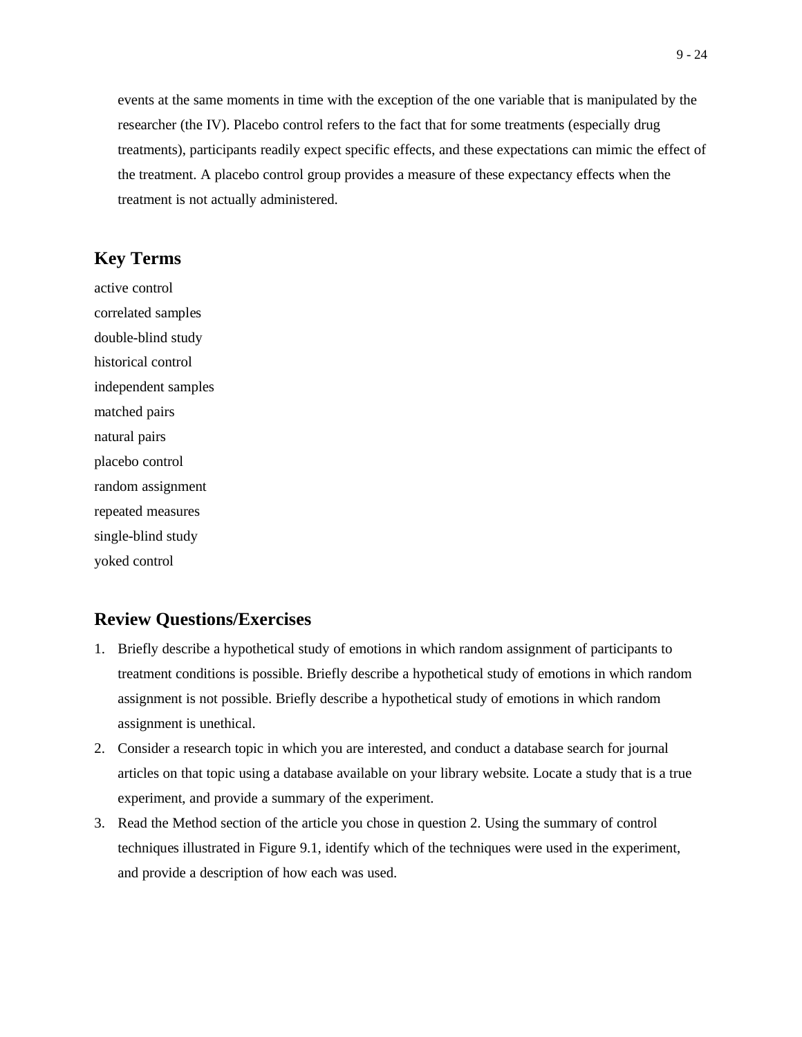events at the same moments in time with the exception of the one variable that is manipulated by the researcher (the IV). Placebo control refers to the fact that for some treatments (especially drug treatments), participants readily expect specific effects, and these expectations can mimic the effect of the treatment. A placebo control group provides a measure of these expectancy effects when the treatment is not actually administered.

## Key Terms

active control
correlated samples
double-blind study
historical control
independent samples
matched pairs
natural pairs
placebo control
random assignment
repeated measures
single-blind study
yoked control

## Review Questions/Exercises

1. Briefly describe a hypothetical study of emotions in which random assignment of participants to treatment conditions is possible. Briefly describe a hypothetical study of emotions in which random assignment is not possible. Briefly describe a hypothetical study of emotions in which random assignment is unethical.
2. Consider a research topic in which you are interested, and conduct a database search for journal articles on that topic using a database available on your library website. Locate a study that is a true experiment, and provide a summary of the experiment.
3. Read the Method section of the article you chose in question 2. Using the summary of control techniques illustrated in Figure 9.1, identify which of the techniques were used in the experiment, and provide a description of how each was used.